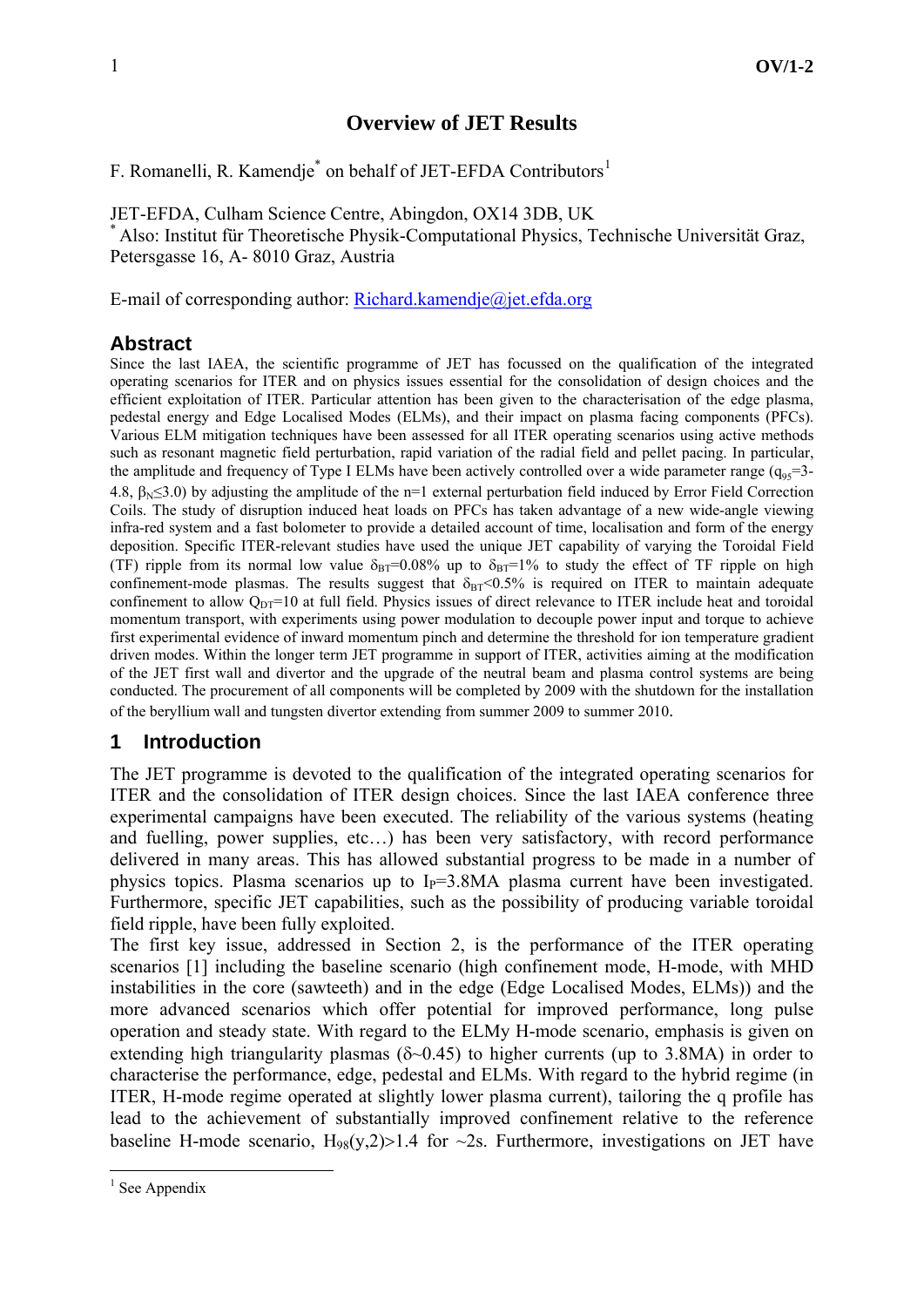# Overview of JET Results

F. Romanelli, R. Kamendje* on behalf of JET-EFDA Contributors[1]

JET-EFDA, Culham Science Centre, Abingdon, OX14 3DB, UK
* Also: Institut für Theoretische Physik-Computational Physics, Technische Universität Graz, Petersgasse 16, A- 8010 Graz, Austria

E-mail of corresponding author: Richard.kamendje@jet.efda.org

## Abstract

Since the last IAEA, the scientific programme of JET has focussed on the qualification of the integrated operating scenarios for ITER and on physics issues essential for the consolidation of design choices and the efficient exploitation of ITER. Particular attention has been given to the characterisation of the edge plasma, pedestal energy and Edge Localised Modes (ELMs), and their impact on plasma facing components (PFCs). Various ELM mitigation techniques have been assessed for all ITER operating scenarios using active methods such as resonant magnetic field perturbation, rapid variation of the radial field and pellet pacing. In particular, the amplitude and frequency of Type I ELMs have been actively controlled over a wide parameter range ($q_{95}$=3-4.8, $\beta_N \leq 3.0$) by adjusting the amplitude of the n=1 external perturbation field induced by Error Field Correction Coils. The study of disruption induced heat loads on PFCs has taken advantage of a new wide-angle viewing infra-red system and a fast bolometer to provide a detailed account of time, localisation and form of the energy deposition. Specific ITER-relevant studies have used the unique JET capability of varying the Toroidal Field (TF) ripple from its normal low value $\delta_{BT}$=0.08% up to $\delta_{BT}$=1% to study the effect of TF ripple on high confinement-mode plasmas. The results suggest that $\delta_{BT}$<0.5% is required on ITER to maintain adequate confinement to allow $Q_{DT}$=10 at full field. Physics issues of direct relevance to ITER include heat and toroidal momentum transport, with experiments using power modulation to decouple power input and torque to achieve first experimental evidence of inward momentum pinch and determine the threshold for ion temperature gradient driven modes. Within the longer term JET programme in support of ITER, activities aiming at the modification of the JET first wall and divertor and the upgrade of the neutral beam and plasma control systems are being conducted. The procurement of all components will be completed by 2009 with the shutdown for the installation of the beryllium wall and tungsten divertor extending from summer 2009 to summer 2010.

## 1 Introduction

The JET programme is devoted to the qualification of the integrated operating scenarios for ITER and the consolidation of ITER design choices. Since the last IAEA conference three experimental campaigns have been executed. The reliability of the various systems (heating and fuelling, power supplies, etc…) has been very satisfactory, with record performance delivered in many areas. This has allowed substantial progress to be made in a number of physics topics. Plasma scenarios up to $I_P$=3.8MA plasma current have been investigated. Furthermore, specific JET capabilities, such as the possibility of producing variable toroidal field ripple, have been fully exploited.

The first key issue, addressed in Section 2, is the performance of the ITER operating scenarios [1] including the baseline scenario (high confinement mode, H-mode, with MHD instabilities in the core (sawteeth) and in the edge (Edge Localised Modes, ELMs)) and the more advanced scenarios which offer potential for improved performance, long pulse operation and steady state. With regard to the ELMy H-mode scenario, emphasis is given on extending high triangularity plasmas ($\delta$~0.45) to higher currents (up to 3.8MA) in order to characterise the performance, edge, pedestal and ELMs. With regard to the hybrid regime (in ITER, H-mode regime operated at slightly lower plasma current), tailoring the q profile has lead to the achievement of substantially improved confinement relative to the reference baseline H-mode scenario, $H_{98}(y,2)$>1.4 for ~2s. Furthermore, investigations on JET have

[1] See Appendix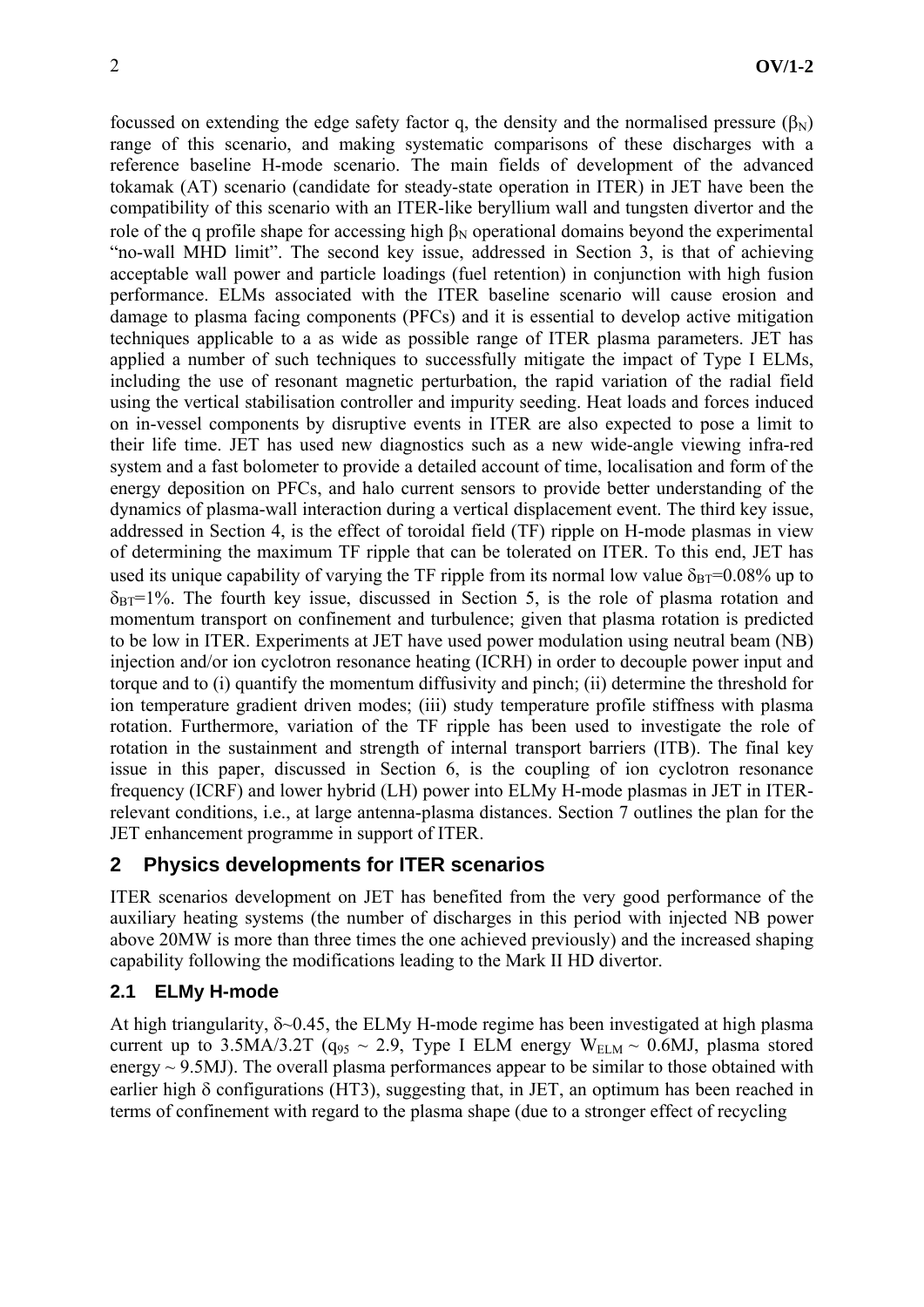focussed on extending the edge safety factor q, the density and the normalised pressure ($\beta_N$) range of this scenario, and making systematic comparisons of these discharges with a reference baseline H-mode scenario. The main fields of development of the advanced tokamak (AT) scenario (candidate for steady-state operation in ITER) in JET have been the compatibility of this scenario with an ITER-like beryllium wall and tungsten divertor and the role of the q profile shape for accessing high $\beta_N$ operational domains beyond the experimental "no-wall MHD limit". The second key issue, addressed in Section 3, is that of achieving acceptable wall power and particle loadings (fuel retention) in conjunction with high fusion performance. ELMs associated with the ITER baseline scenario will cause erosion and damage to plasma facing components (PFCs) and it is essential to develop active mitigation techniques applicable to a as wide as possible range of ITER plasma parameters. JET has applied a number of such techniques to successfully mitigate the impact of Type I ELMs, including the use of resonant magnetic perturbation, the rapid variation of the radial field using the vertical stabilisation controller and impurity seeding. Heat loads and forces induced on in-vessel components by disruptive events in ITER are also expected to pose a limit to their life time. JET has used new diagnostics such as a new wide-angle viewing infra-red system and a fast bolometer to provide a detailed account of time, localisation and form of the energy deposition on PFCs, and halo current sensors to provide better understanding of the dynamics of plasma-wall interaction during a vertical displacement event. The third key issue, addressed in Section 4, is the effect of toroidal field (TF) ripple on H-mode plasmas in view of determining the maximum TF ripple that can be tolerated on ITER. To this end, JET has used its unique capability of varying the TF ripple from its normal low value $\delta_{BT}$=0.08% up to $\delta_{BT}$=1%. The fourth key issue, discussed in Section 5, is the role of plasma rotation and momentum transport on confinement and turbulence; given that plasma rotation is predicted to be low in ITER. Experiments at JET have used power modulation using neutral beam (NB) injection and/or ion cyclotron resonance heating (ICRH) in order to decouple power input and torque and to (i) quantify the momentum diffusivity and pinch; (ii) determine the threshold for ion temperature gradient driven modes; (iii) study temperature profile stiffness with plasma rotation. Furthermore, variation of the TF ripple has been used to investigate the role of rotation in the sustainment and strength of internal transport barriers (ITB). The final key issue in this paper, discussed in Section 6, is the coupling of ion cyclotron resonance frequency (ICRF) and lower hybrid (LH) power into ELMy H-mode plasmas in JET in ITER-relevant conditions, i.e., at large antenna-plasma distances. Section 7 outlines the plan for the JET enhancement programme in support of ITER.

## 2 Physics developments for ITER scenarios

ITER scenarios development on JET has benefited from the very good performance of the auxiliary heating systems (the number of discharges in this period with injected NB power above 20MW is more than three times the one achieved previously) and the increased shaping capability following the modifications leading to the Mark II HD divertor.

### 2.1 ELMy H-mode

At high triangularity, $\delta$~0.45, the ELMy H-mode regime has been investigated at high plasma current up to 3.5MA/3.2T ($q_{95}$ ~ 2.9, Type I ELM energy $W_{ELM}$ ~ 0.6MJ, plasma stored energy ~ 9.5MJ). The overall plasma performances appear to be similar to those obtained with earlier high $\delta$ configurations (HT3), suggesting that, in JET, an optimum has been reached in terms of confinement with regard to the plasma shape (due to a stronger effect of recycling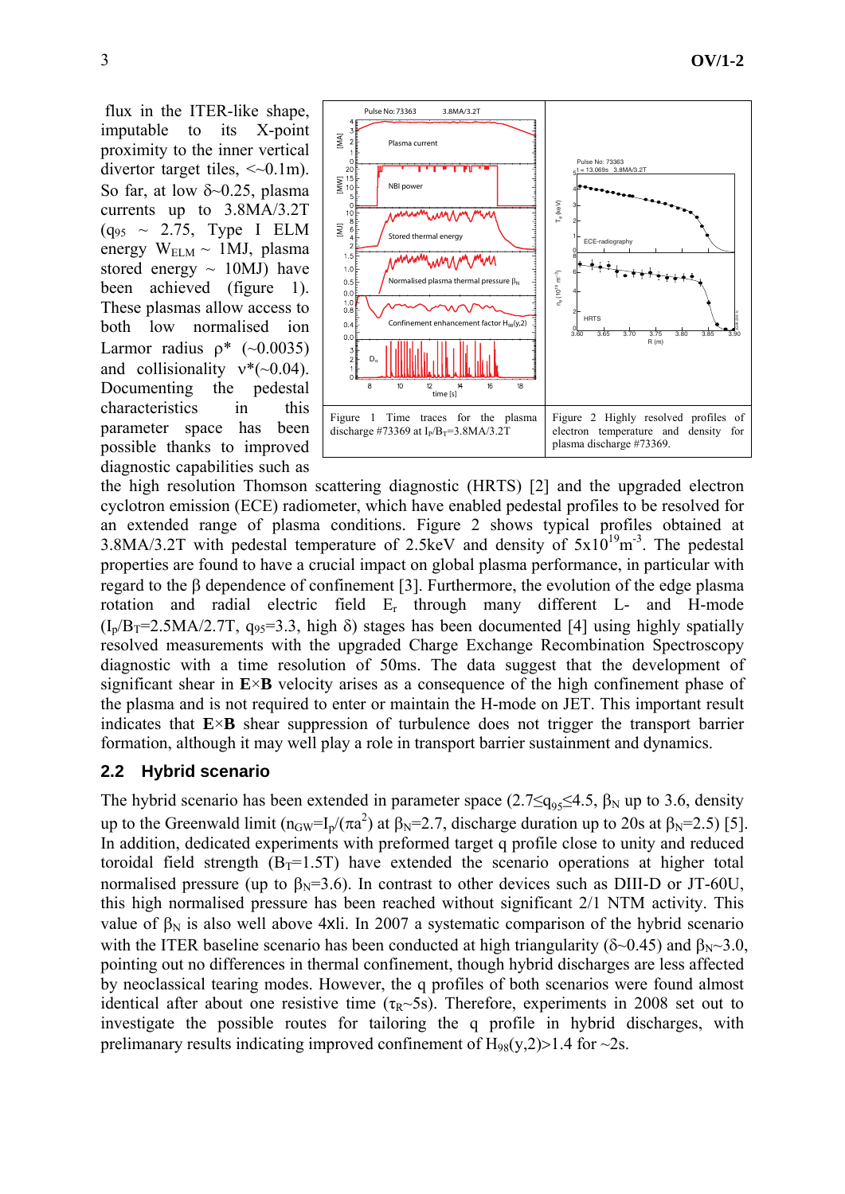flux in the ITER-like shape, imputable to its X-point proximity to the inner vertical divertor target tiles, <~0.1m). So far, at low δ~0.25, plasma currents up to 3.8MA/3.2T ($q_{95}$ ~ 2.75, Type I ELM energy $W_{ELM}$ ~ 1MJ, plasma stored energy ~ 10MJ) have been achieved (figure 1). These plasmas allow access to both low normalised ion Larmor radius ρ* (~0.0035) and collisionality ν*(~0.04). Documenting the pedestal characteristics in this parameter space has been possible thanks to improved diagnostic capabilities such as the high resolution Thomson scattering diagnostic (HRTS) [2] and the upgraded electron cyclotron emission (ECE) radiometer, which have enabled pedestal profiles to be resolved for an extended range of plasma conditions. Figure 2 shows typical profiles obtained at 3.8MA/3.2T with pedestal temperature of 2.5keV and density of 5x10$^{19}$m$^{-3}$. The pedestal properties are found to have a crucial impact on global plasma performance, in particular with regard to the β dependence of confinement [3]. Furthermore, the evolution of the edge plasma rotation and radial electric field $E_r$ through many different L- and H-mode ($I_p/B_T$=2.5MA/2.7T, $q_{95}$=3.3, high δ) stages has documented [4] using highly spatially resolved measurements with the upgraded Charge Exchange Recombination Spectroscopy diagnostic with a time resolution of 50ms. The data suggest that the development of significant shear in **E**×**B** velocity arises as a consequence of the high confinement phase of the plasma and is not required to enter or maintain the H-mode on JET. This important result indicates that **E**×**B** shear suppression of turbulence does not trigger the transport barrier formation, although it may well play a role in transport barrier sustainment and dynamics.

Pulse No: 73363 3.8MA/3.2T

[MA] Plasma current

[MW] NBI power

[MJ] Stored thermal energy

Normalised plasma thermal pressure $\beta_N$

Confinement enhancement factor $H_{98}(y,2)$

$D_\alpha$

time [s]

Figure 1 Time traces for the plasma discharge #73369 at $I_P/B_T$=3.8MA/3.2T

Pulse No: 73363

t = 13.069s 3.8MA/3.2T

$T_e$ (keV)

ECE-radiography

$n_e$ ($10^{19}$ m$^{-3}$)

HRTS

R (m)

Figure 2 Highly resolved profiles of electron temperature and density for plasma discharge #73369.

## 2.2 Hybrid scenario

The hybrid scenario has been extended in parameter space (2.7≤$q_{95}$≤4.5, $\beta_N$ up to 3.6, density up to the Greenwald limit ($n_{GW}=I_p/(\pi a^2)$) at $\beta_N$=2.7, discharge duration up to 20s at $\beta_N$=2.5) [5]. In addition, dedicated experiments with preformed target q profile close to unity and reduced toroidal field strength ($B_T$=1.5T) have extended the scenario operations at higher total normalised pressure (up to $\beta_N$=3.6). In contrast to other devices such as DIII-D or JT-60U, this high normalised pressure has been reached without significant 2/1 NTM activity. This value of $\beta_N$ is also well above 4xli. In 2007 a systematic comparison of the hybrid scenario with the ITER baseline scenario has been conducted at high triangularity (δ~0.45) and $\beta_N$~3.0, pointing out no differences in thermal confinement, though hybrid discharges are less affected by neoclassical tearing modes. However, the q profiles of both scenarios were found almost identical after about one resistive time ($\tau_R$~5s). Therefore, experiments in 2008 set out to investigate the possible routes for tailoring the q profile in hybrid discharges, with prelimanary results indicating improved confinement of $H_{98}(y,2)$>1.4 for ~2s.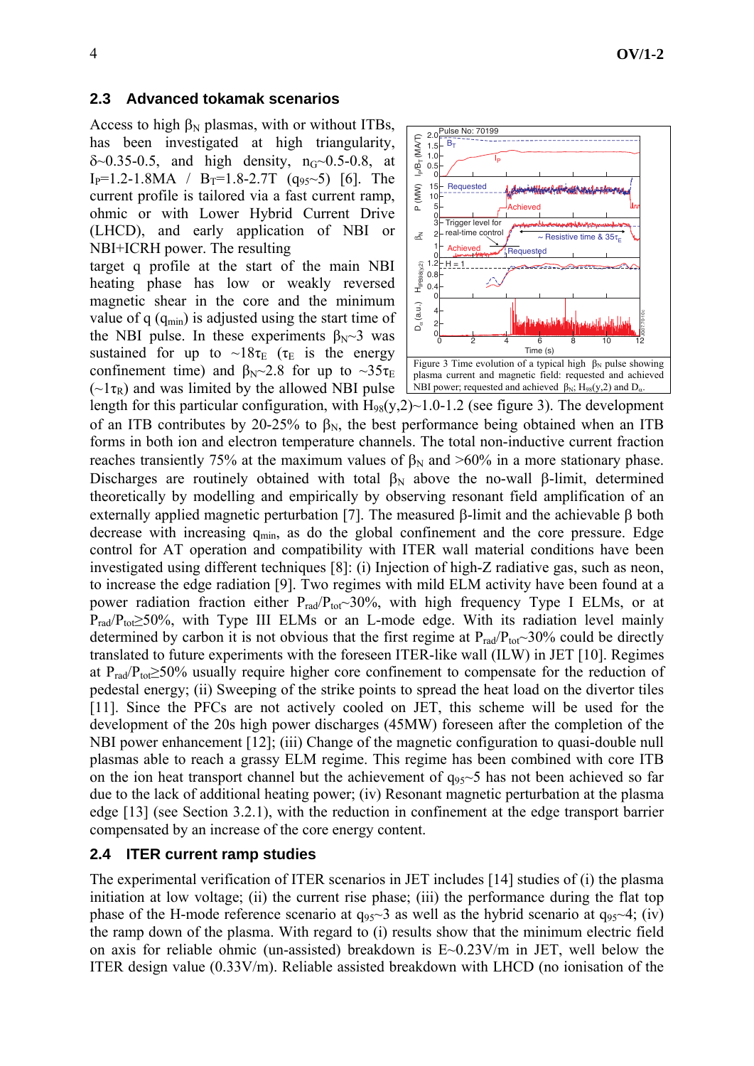## 2.3 Advanced tokamak scenarios

Access to high $\beta_N$ plasmas, with or without ITBs, has been investigated at high triangularity, $\delta$~0.35-0.5, and high density, $n_G$~0.5-0.8, at $I_P$=1.2-1.8MA / $B_T$=1.8-2.7T ($q_{95}$~5) [6]. The current profile is tailored via a fast current ramp, ohmic or with Lower Hybrid Current Drive (LHCD), and early application of NBI or NBI+ICRH power. The resulting target q profile at the start of the main NBI heating phase has low or weakly reversed magnetic shear in the core and the minimum value of q ($q_{min}$) is adjusted using the start time of the NBI pulse. In these experiments $\beta_N$~3 was sustained for up to ~18$\tau_E$ ($\tau_E$ is the energy confinement time) and $\beta_N$~2.8 for up to ~35$\tau_E$ (~1$\tau_R$) and was limited by the allowed NBI pulse length for this particular configuration, with $H_{98}(y,2)$~1.0-1.2 (see figure 3). The development of an ITB contributes by 20-25% to $\beta_N$, the best performance being obtained when an ITB forms in both ion and electron temperature channels. The total non-inductive current fraction reaches transiently 75% at the maximum values of $\beta_N$ and >60% in a more stationary phase. Discharges are routinely obtained with total $\beta_N$ above the no-wall $\beta$-limit, determined theoretically by modelling and empirically by observing resonant field amplification of an externally applied magnetic perturbation [7]. The measured $\beta$-limit and the achievable $\beta$ both decrease with increasing $q_{min}$, as do the global confinement and the core pressure. Edge control for AT operation and compatibility with ITER wall material conditions have been investigated using different techniques [8]: (i) Injection of high-Z radiative gas, such as neon, to increase the edge radiation [9]. Two regimes with mild ELM activity have been found at a power radiation fraction either $P_{rad}/P_{tot}$~30%, with high frequency Type I ELMs, or at $P_{rad}/P_{tot}$≥50%, with Type III ELMs or an L-mode edge. With its radiation level mainly determined by carbon it is not obvious that the first regime at $P_{rad}/P_{tot}$~30% could be directly translated to future experiments with the foreseen ITER-like wall (ILW) in JET [10]. Regimes at $P_{rad}/P_{tot}$≥50% usually require higher core confinement to compensate for the reduction of pedestal energy; (ii) Sweeping of the strike points to spread the heat load on the divertor tiles [11]. Since the PFCs are not actively cooled on JET, this scheme will be used for the development of the 20s high power discharges (45MW) foreseen after the completion of the NBI power enhancement [12]; (iii) Change of the magnetic configuration to quasi-double null plasmas able to reach a grassy ELM regime. This regime has been combined with core ITB on the ion heat transport channel but the achievement of $q_{95}$~5 has not been achieved so far due to the lack of additional heating power; (iv) Resonant magnetic perturbation at the plasma edge [13] (see Section 3.2.1), with the reduction in confinement at the edge transport barrier compensated by an increase of the core energy content.

Pulse No: 70199
$I_P/B_T$ (MA/T)
$B_T$
$I_P$
P (MW)
Requested
Achieved
$\beta_N$
Trigger level for real-time control
~ Resistive time & 35$\tau_E$
Achieved
Requested
$H_{IPB98(y,2)}$
H = 1
$D_\alpha$ (a.u.)
Time (s)

Figure 3 Time evolution of a typical high $\beta_N$ pulse showing plasma current and magnetic field: requested and achieved NBI power; requested and achieved $\beta_N$; $H_{98}(y,2)$ and $D_\alpha$.

## 2.4 ITER current ramp studies

The experimental verification of ITER scenarios in JET includes [14] studies of (i) the plasma initiation at low voltage; (ii) the current rise phase; (iii) the performance during the flat top phase of the H-mode reference scenario at $q_{95}$~3 as well as the hybrid scenario at $q_{95}$~4; (iv) the ramp down of the plasma. With regard to (i) results show that the minimum electric field on axis for reliable ohmic (un-assisted) breakdown is E~0.23V/m in JET, well below the ITER design value (0.33V/m). Reliable assisted breakdown with LHCD (no ionisation of the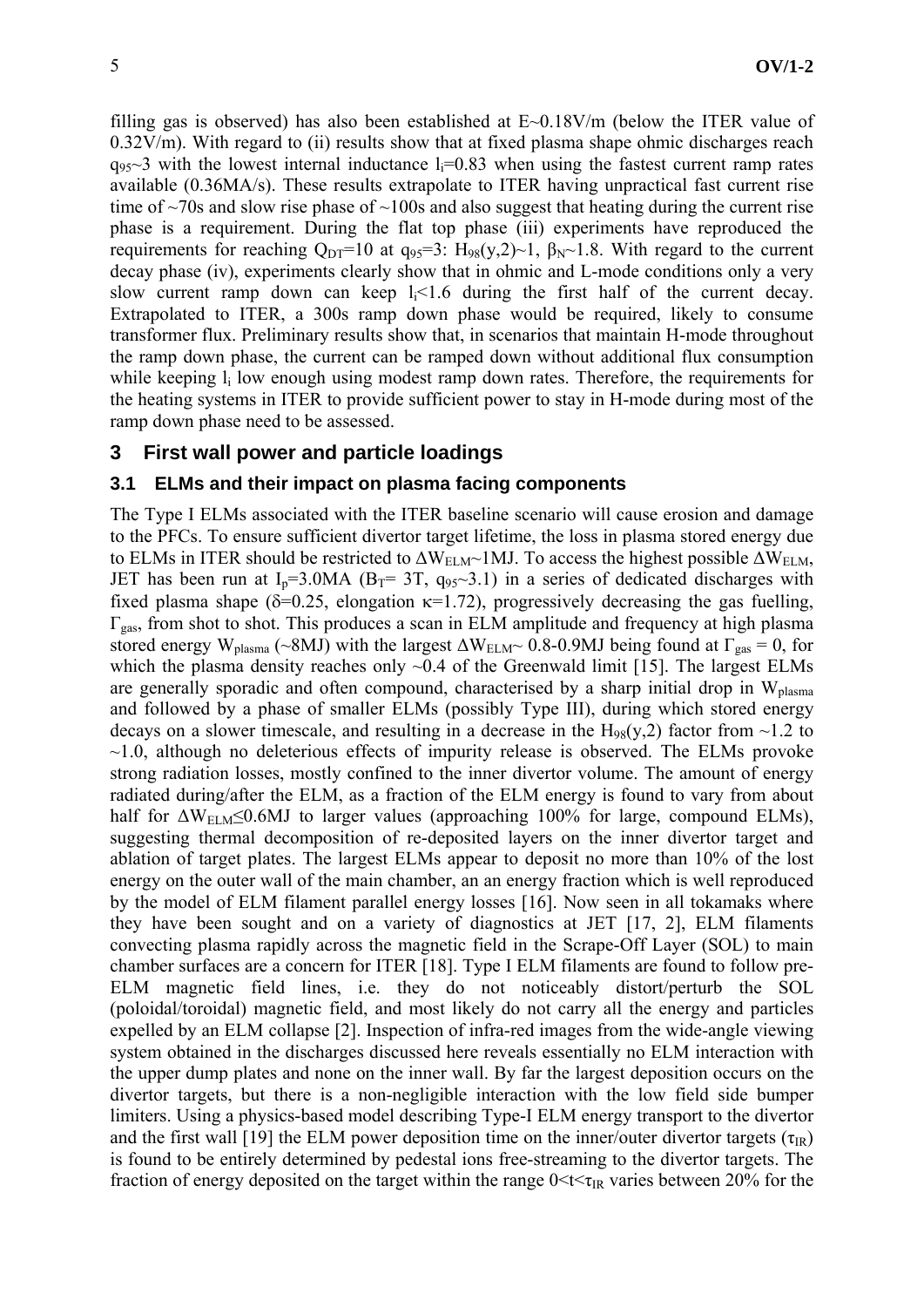filling gas is observed) has also been established at E~0.18V/m (below the ITER value of 0.32V/m). With regard to (ii) results show that at fixed plasma shape ohmic discharges reach $q_{95}$~3 with the lowest internal inductance $l_i$=0.83 when using the fastest current ramp rates available (0.36MA/s). These results extrapolate to ITER having unpractical fast current rise time of ~70s and slow rise phase of ~100s and also suggest that heating during the current rise phase is a requirement. During the flat top phase (iii) experiments have reproduced the requirements for reaching $Q_{DT}$=10 at $q_{95}$=3: $H_{98}(y,2)$~1, $\beta_N$~1.8. With regard to the current decay phase (iv), experiments clearly show that in ohmic and L-mode conditions only a very slow current ramp down can keep $l_i$<1.6 during the first half of the current decay. Extrapolated to ITER, a 300s ramp down phase would be required, likely to consume transformer flux. Preliminary results show that, in scenarios that maintain H-mode throughout the ramp down phase, the current can be ramped down without additional flux consumption while keeping $l_i$ low enough using modest ramp down rates. Therefore, the requirements for the heating systems in ITER to provide sufficient power to stay in H-mode during most of the ramp down phase need to be assessed.

## 3 First wall power and particle loadings

### 3.1 ELMs and their impact on plasma facing components

The Type I ELMs associated with the ITER baseline scenario will cause erosion and damage to the PFCs. To ensure sufficient divertor target lifetime, the loss in plasma stored energy due to ELMs in ITER should be restricted to $\Delta W_{ELM}$~1MJ. To access the highest possible $\Delta W_{ELM}$, JET has been run at $I_p$=3.0MA ($B_T$= 3T, $q_{95}$~3.1) in a series of dedicated discharges with fixed plasma shape ($\delta$=0.25, elongation $\kappa$=1.72), progressively decreasing the gas fuelling, $\Gamma_{gas}$, from shot to shot. This produces a scan in ELM amplitude and frequency at high plasma stored energy $W_{plasma}$ (~8MJ) with the largest $\Delta W_{ELM}$~ 0.8-0.9MJ being found at $\Gamma_{gas}$ = 0, for which the plasma density reaches only ~0.4 of the Greenwald limit [15]. The largest ELMs are generally sporadic and often compound, characterised by a sharp initial drop in $W_{plasma}$ and followed by a phase of smaller ELMs (possibly Type III), during which stored energy decays on a slower timescale, and resulting in a decrease in the $H_{98}(y,2)$ factor from ~1.2 to ~1.0, although no deleterious effects of impurity release is observed. The ELMs provoke strong radiation losses, mostly confined to the inner divertor volume. The amount of energy radiated during/after the ELM, as a fraction of the ELM energy is found to vary from about half for $\Delta W_{ELM}$≤0.6MJ to larger values (approaching 100% for large, compound ELMs), suggesting thermal decomposition of re-deposited layers on the inner divertor target and ablation of target plates. The largest ELMs appear to deposit no more than 10% of the lost energy on the outer wall of the main chamber, an an energy fraction which is well reproduced by the model of ELM filament parallel energy losses [16]. Now seen in all tokamaks where they have been sought and on a variety of diagnostics at JET [17, 2], ELM filaments convecting plasma rapidly across the magnetic field in the Scrape-Off Layer (SOL) to main chamber surfaces are a concern for ITER [18]. Type I ELM filaments are found to follow pre-ELM magnetic field lines, i.e. they do not noticeably distort/perturb the SOL (poloidal/toroidal) magnetic field, and most likely do not carry all the energy and particles expelled by an ELM collapse [2]. Inspection of infra-red images from the wide-angle viewing system obtained in the discharges discussed here reveals essentially no ELM interaction with the upper dump plates and none on the inner wall. By far the largest deposition occurs on the divertor targets, but there is a non-negligible interaction with the low field side bumper limiters. Using a physics-based model describing Type-I ELM energy transport to the divertor and the first wall [19] the ELM power deposition time on the inner/outer divertor targets ($\tau_{IR}$) is found to be entirely determined by pedestal ions free-streaming to the divertor targets. The fraction of energy deposited on the target within the range $0<t<\tau_{IR}$ varies between 20% for the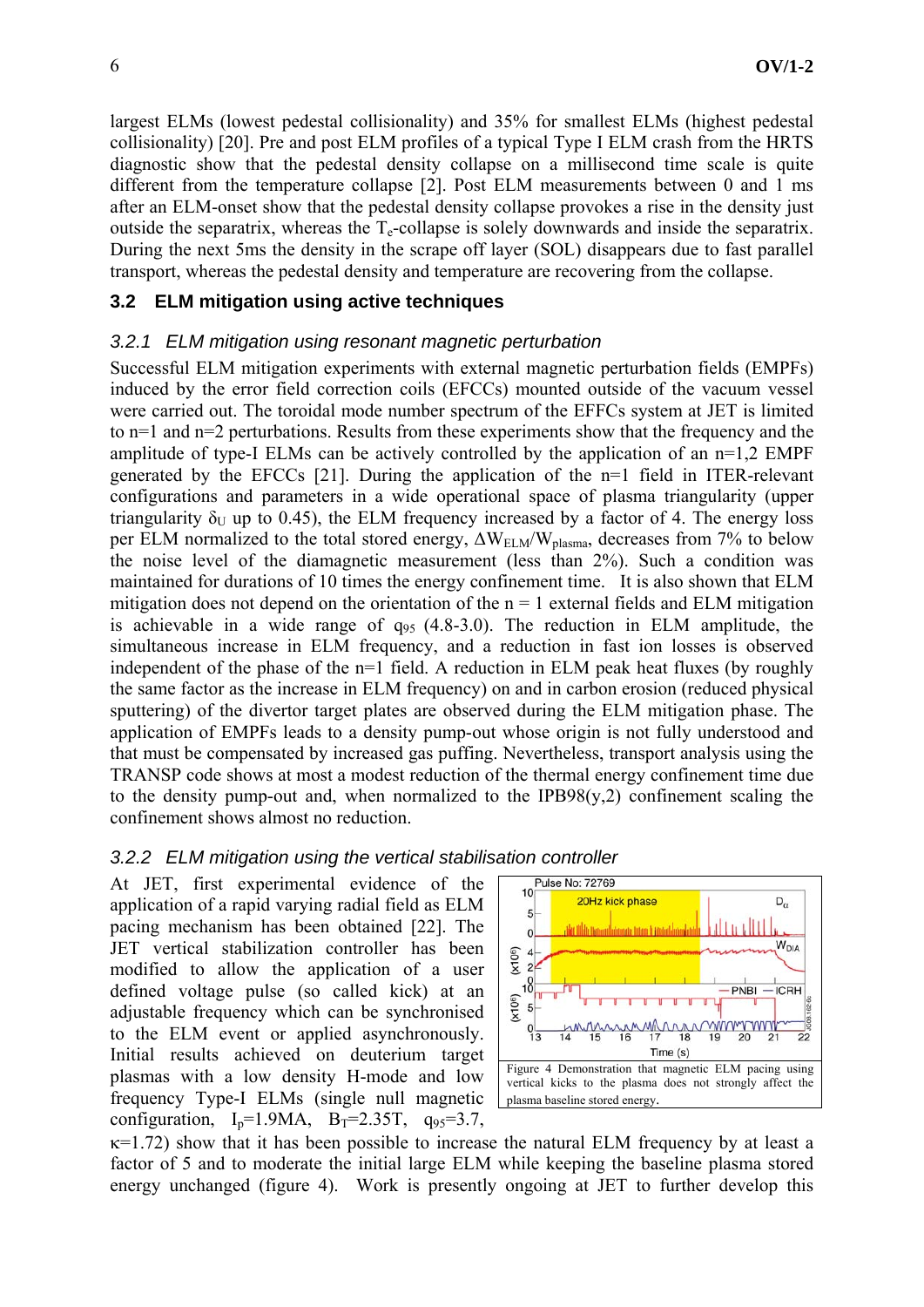largest ELMs (lowest pedestal collisionality) and 35% for smallest ELMs (highest pedestal collisionality) [20]. Pre and post ELM profiles of a typical Type I ELM crash from the HRTS diagnostic show that the pedestal density collapse on a millisecond time scale is quite different from the temperature collapse [2]. Post ELM measurements between 0 and 1 ms after an ELM-onset show that the pedestal density collapse provokes a rise in the density just outside the separatrix, whereas the $T_e$-collapse is solely downwards and inside the separatrix. During the next 5ms the density in the scrape off layer (SOL) disappears due to fast parallel transport, whereas the pedestal density and temperature are recovering from the collapse.

## 3.2 ELM mitigation using active techniques

### *3.2.1 ELM mitigation using resonant magnetic perturbation*

Successful ELM mitigation experiments with external magnetic perturbation fields (EMPFs) induced by the error field correction coils (EFCCs) mounted outside of the vacuum vessel were carried out. The toroidal mode number spectrum of the EFFCs system at JET is limited to n=1 and n=2 perturbations. Results from these experiments show that the frequency and the amplitude of type-I ELMs can be actively controlled by the application of an n=1,2 EMPF generated by the EFCCs [21]. During the application of the n=1 field in ITER-relevant configurations and parameters in a wide operational space of plasma triangularity (upper triangularity $\delta_U$ up to 0.45), the ELM frequency increased by a factor of 4. The energy loss per ELM normalized to the total stored energy, $\Delta W_{ELM}/W_{plasma}$, decreases from 7% to below the noise level of the diamagnetic measurement (less than 2%). Such a condition was maintained for durations of 10 times the energy confinement time. It is also shown that ELM mitigation does not depend on the orientation of the n = 1 external fields and ELM mitigation is achievable in a wide range of $q_{95}$ (4.8-3.0). The reduction in ELM amplitude, the simultaneous increase in ELM frequency, and a reduction in fast ion losses is observed independent of the phase of the n=1 field. A reduction in ELM peak heat fluxes (by roughly the same factor as the increase in ELM frequency) on and in carbon erosion (reduced physical sputtering) of the divertor target plates are observed during the ELM mitigation phase. The application of EMPFs leads to a density pump-out whose origin is not fully understood and that must be compensated by increased gas puffing. Nevertheless, transport analysis using the TRANSP code shows at most a modest reduction of the thermal energy confinement time due to the density pump-out and, when normalized to the IPB98(y,2) confinement scaling the confinement shows almost no reduction.

### *3.2.2 ELM mitigation using the vertical stabilisation controller*

At JET, first experimental evidence of the application of a rapid varying radial field as ELM pacing mechanism has been obtained [22]. The JET vertical stabilization controller has been modified to allow the application of a user defined voltage pulse (so called kick) at an adjustable frequency which can be synchronised to the ELM event or applied asynchronously. Initial results achieved on deuterium target plasmas with a low density H-mode and low frequency Type-I ELMs (single null magnetic configuration, $I_p$=1.9MA, $B_T$=2.35T, $q_{95}$=3.7, $\kappa$=1.72) show that it has been possible to increase the natural ELM frequency by at least a factor of 5 and to moderate the initial large ELM while keeping the baseline plasma stored energy unchanged (figure 4). Work is presently ongoing at JET to further develop this

Pulse No: 72769
20Hz kick phase
$D_\alpha$
$W_{DIA}$
PNBI
ICRH
(x10⁶)
(x10⁶)
10
5
0
4
2
0
10
5
0
13 14 15 16 17 18 19 20 21 22
Time (s)
JG09.162-8c

Figure 4 Demonstration that magnetic ELM pacing using vertical kicks to the plasma does not strongly affect the plasma baseline stored energy.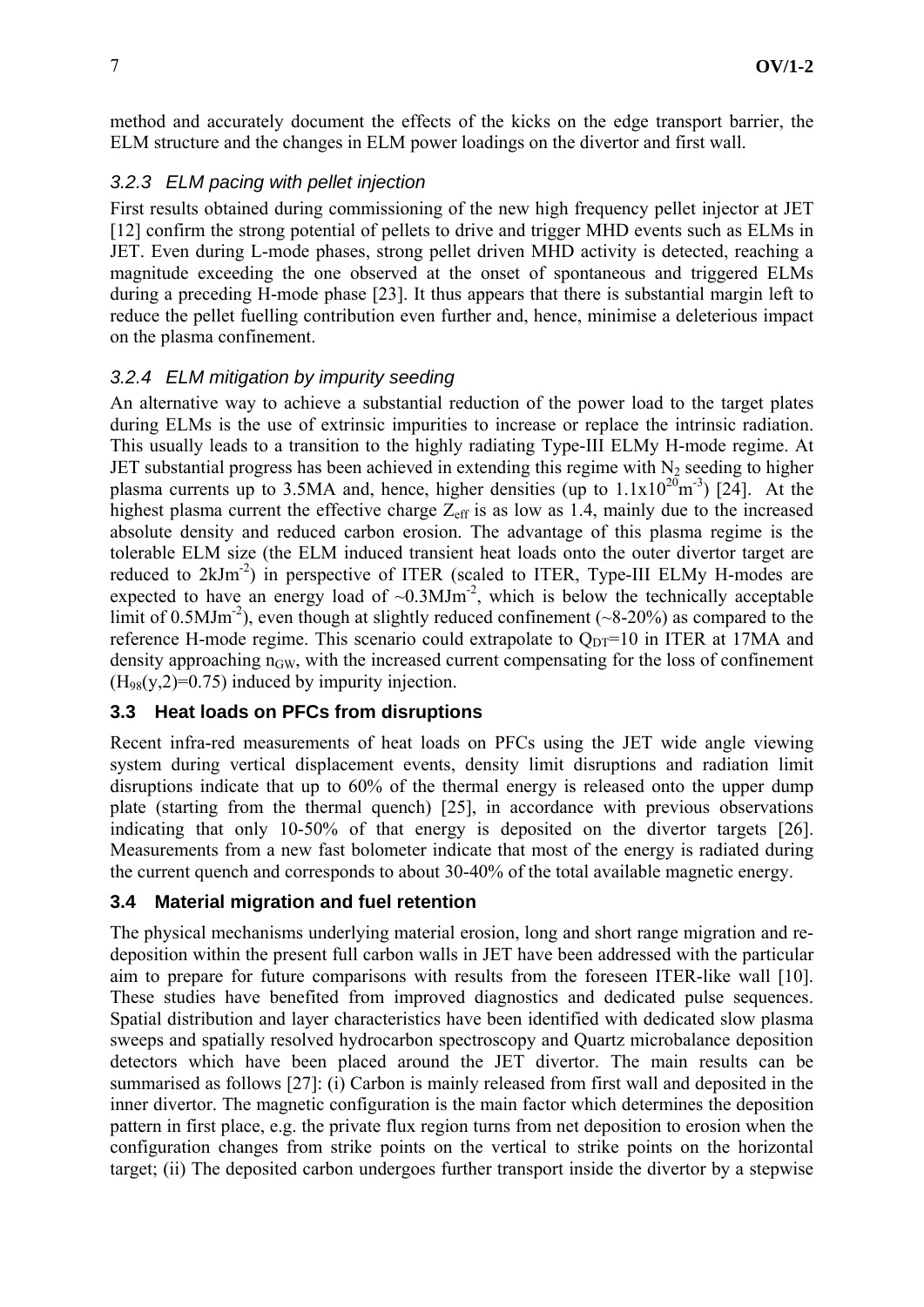method and accurately document the effects of the kicks on the edge transport barrier, the ELM structure and the changes in ELM power loadings on the divertor and first wall.

### *3.2.3 ELM pacing with pellet injection*

First results obtained during commissioning of the new high frequency pellet injector at JET [12] confirm the strong potential of pellets to drive and trigger MHD events such as ELMs in JET. Even during L-mode phases, strong pellet driven MHD activity is detected, reaching a magnitude exceeding the one observed at the onset of spontaneous and triggered ELMs during a preceding H-mode phase [23]. It thus appears that there is substantial margin left to reduce the pellet fuelling contribution even further and, hence, minimise a deleterious impact on the plasma confinement.

### *3.2.4 ELM mitigation by impurity seeding*

An alternative way to achieve a substantial reduction of the power load to the target plates during ELMs is the use of extrinsic impurities to increase or replace the intrinsic radiation. This usually leads to a transition to the highly radiating Type-III ELMy H-mode regime. At JET substantial progress has been achieved in extending this regime with $N_2$ seeding to higher plasma currents up to 3.5MA and, hence, higher densities (up to $1.1\text{x}10^{20}\text{m}^{-3}$) [24]. At the highest plasma current the effective charge $Z_{eff}$ is as low as 1.4, mainly due to the increased absolute density and reduced carbon erosion. The advantage of this plasma regime is the tolerable ELM size (the ELM induced transient heat loads onto the outer divertor target are reduced to $2\text{kJm}^{-2}$) in perspective of ITER (scaled to ITER, Type-III ELMy H-modes are expected to have an energy load of $\sim 0.3\text{MJm}^{-2}$, which is below the technically acceptable limit of $0.5\text{MJm}^{-2}$), even though at slightly reduced confinement (~8-20%) as compared to the reference H-mode regime. This scenario could extrapolate to $Q_{DT}$=10 in ITER at 17MA and density approaching $n_{GW}$, with the increased current compensating for the loss of confinement ($H_{98}(y,2)$=0.75) induced by impurity injection.

## 3.3 Heat loads on PFCs from disruptions

Recent infra-red measurements of heat loads on PFCs using the JET wide angle viewing system during vertical displacement events, density limit disruptions and radiation limit disruptions indicate that up to 60% of the thermal energy is released onto the upper dump plate (starting from the thermal quench) [25], in accordance with previous observations indicating that only 10-50% of that energy is deposited on the divertor targets [26]. Measurements from a new fast bolometer indicate that most of the energy is radiated during the current quench and corresponds to about 30-40% of the total available magnetic energy.

## 3.4 Material migration and fuel retention

The physical mechanisms underlying material erosion, long and short range migration and re-deposition within the present full carbon walls in JET have been addressed with the particular aim to prepare for future comparisons with results from the foreseen ITER-like wall [10]. These studies have benefited from improved diagnostics and dedicated pulse sequences. Spatial distribution and layer characteristics have been identified with dedicated slow plasma sweeps and spatially resolved hydrocarbon spectroscopy and Quartz microbalance deposition detectors which have been placed around the JET divertor. The main results can be summarised as follows [27]: (i) Carbon is mainly released from first wall and deposited in the inner divertor. The magnetic configuration is the main factor which determines the deposition pattern in first place, e.g. the private flux region turns from net deposition to erosion when the configuration changes from strike points on the vertical to strike points on the horizontal target; (ii) The deposited carbon undergoes further transport inside the divertor by a stepwise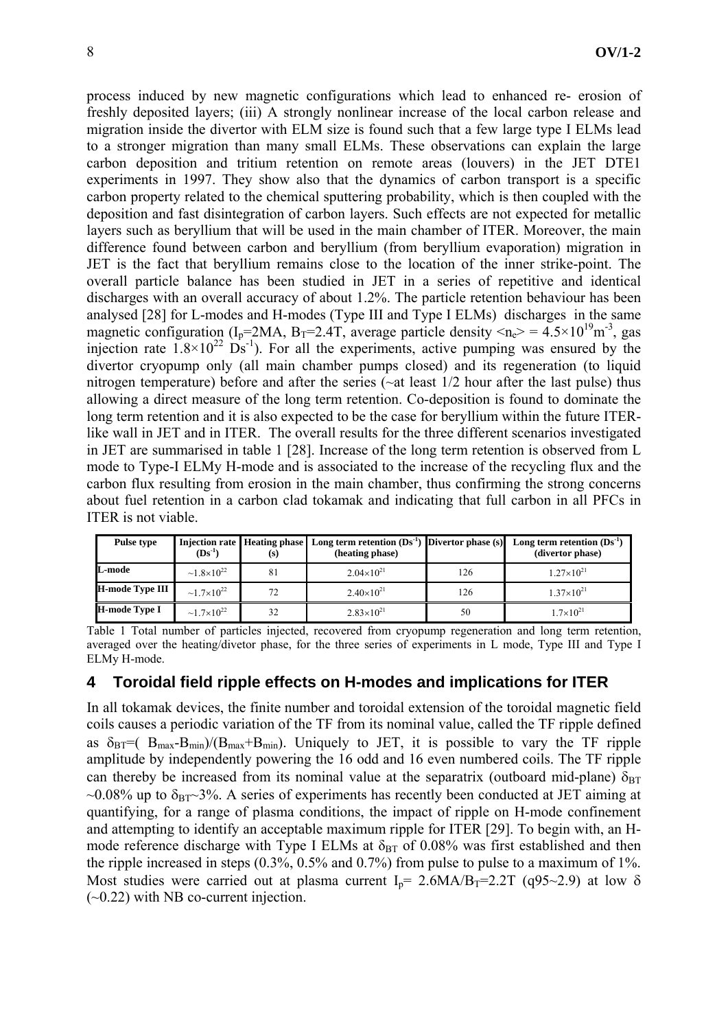process induced by new magnetic configurations which lead to enhanced re- erosion of freshly deposited layers; (iii) A strongly nonlinear increase of the local carbon release and migration inside the divertor with ELM size is found such that a few large type I ELMs lead to a stronger migration than many small ELMs. These observations can explain the large carbon deposition and tritium retention on remote areas (louvers) in the JET DTE1 experiments in 1997. They show also that the dynamics of carbon transport is a specific carbon property related to the chemical sputtering probability, which is then coupled with the deposition and fast disintegration of carbon layers. Such effects are not expected for metallic layers such as beryllium that will be used in the main chamber of ITER. Moreover, the main difference found between carbon and beryllium (from beryllium evaporation) migration in JET is the fact that beryllium remains close to the location of the inner strike-point. The overall particle balance has been studied in JET in a series of repetitive and identical discharges with an overall accuracy of about 1.2%. The particle retention behaviour has been analysed [28] for L-modes and H-modes (Type III and Type I ELMs) discharges in the same magnetic configuration ($I_p$=2MA, $B_T$=2.4T, average particle density $\langle n_e \rangle = 4.5\times10^{19}m^{-3}$, gas injection rate $1.8\times10^{22}$ $Ds^{-1}$). For all the experiments, active pumping was ensured by the divertor cryopump only (all main chamber pumps closed) and its regeneration (to liquid nitrogen temperature) before and after the series (~at least 1/2 hour after the last pulse) thus allowing a direct measure of the long term retention. Co-deposition is found to dominate the long term retention and it is also expected to be the case for beryllium within the future ITER-like wall in JET and in ITER. The overall results for the three different scenarios investigated in JET are summarised in table 1 [28]. Increase of the long term retention is observed from L mode to Type-I ELMy H-mode and is associated to the increase of the recycling flux and the carbon flux resulting from erosion in the main chamber, thus confirming the strong concerns about fuel retention in a carbon clad tokamak and indicating that full carbon in all PFCs in ITER is not viable.

| Pulse type | Injection rate ($Ds^{-1}$) | Heating phase (s) | Long term retention ($Ds^{-1}$) (heating phase) | Divertor phase (s) | Long term retention ($Ds^{-1}$) (divertor phase) |
|---|---|---|---|---|---|
| L-mode | $\sim1.8\times10^{22}$ | 81 | $2.04\times10^{21}$ | 126 | $1.27\times10^{21}$ |
| H-mode Type III | $\sim1.7\times10^{22}$ | 72 | $2.40\times10^{21}$ | 126 | $1.37\times10^{21}$ |
| H-mode Type I | $\sim1.7\times10^{22}$ | 32 | $2.83\times10^{21}$ | 50 | $1.7\times10^{21}$ |

Table 1 Total number of particles injected, recovered from cryopump regeneration and long term retention, averaged over the heating/divetor phase, for the three series of experiments in L mode, Type III and Type I ELMy H-mode.

## 4 Toroidal field ripple effects on H-modes and implications for ITER

In all tokamak devices, the finite number and toroidal extension of the toroidal magnetic field coils causes a periodic variation of the TF from its nominal value, called the TF ripple defined as $\delta_{BT}=(B_{max}-B_{min})/(B_{max}+B_{min})$. Uniquely to JET, it is possible to vary the TF ripple amplitude by independently powering the 16 odd and 16 even numbered coils. The TF ripple can thereby be increased from its nominal value at the separatrix (outboard mid-plane) $\delta_{BT}$ ~0.08% up to $\delta_{BT}$~3%. A series of experiments has recently been conducted at JET aiming at quantifying, for a range of plasma conditions, the impact of ripple on H-mode confinement and attempting to identify an acceptable maximum ripple for ITER [29]. To begin with, an H-mode reference discharge with Type I ELMs at $\delta_{BT}$ of 0.08% was first established and then the ripple increased in steps (0.3%, 0.5% and 0.7%) from pulse to pulse to a maximum of 1%. Most studies were carried out at plasma current $I_p$= 2.6MA/$B_T$=2.2T (q95~2.9) at low $\delta$ (~0.22) with NB co-current injection.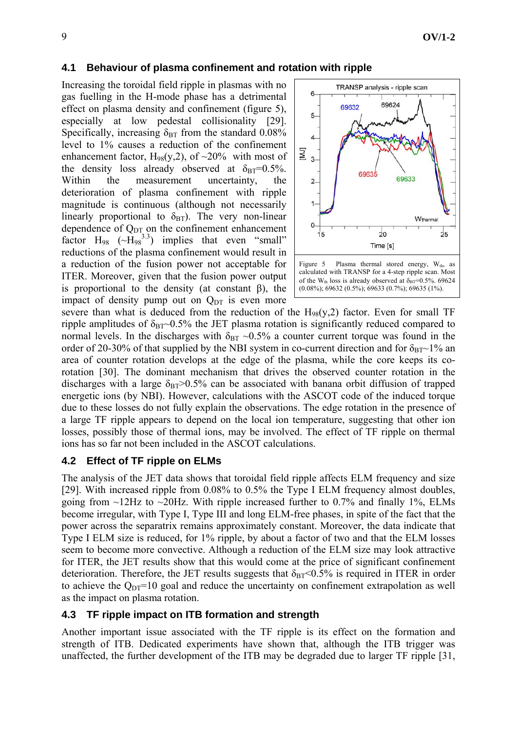## 4.1 Behaviour of plasma confinement and rotation with ripple

Increasing the toroidal field ripple in plasmas with no gas fuelling in the H-mode phase has a detrimental effect on plasma density and confinement (figure 5), especially at low pedestal collisionality [29]. Specifically, increasing $\delta_{BT}$ from the standard 0.08% level to 1% causes a reduction of the confinement enhancement factor, $H_{98}(y,2)$, of ~20% with most of the density loss already observed at $\delta_{BT}$=0.5%. Within the measurement uncertainty, the deterioration of plasma confinement with ripple magnitude is continuous (although not necessarily linearly proportional to $\delta_{BT}$). The very non-linear dependence of $Q_{DT}$ on the confinement enhancement factor $H_{98}$ (~$H_{98}^{3.3}$) implies that even "small" reductions of the plasma confinement would result in a reduction of the fusion power not acceptable for ITER. Moreover, given that the fusion power output is proportional to the density (at constant β), the impact of density pump out on $Q_{DT}$ is even more severe than what is deduced from the reduction of the $H_{98}(y,2)$ factor. Even for small TF ripple amplitudes of $\delta_{BT}$~0.5% the JET plasma rotation is significantly reduced compared to normal levels. In the discharges with $\delta_{BT}$ ~0.5% a counter current torque was found in the order of 20-30% of that supplied by the NBI system in co-current direction and for $\delta_{BT}$~1% an area of counter rotation develops at the edge of the plasma, while the core keeps its co-rotation [30]. The dominant mechanism that drives the observed counter rotation in the discharges with a large $\delta_{BT}$>0.5% can be associated with banana orbit diffusion of trapped energetic ions (by NBI). However, calculations with the ASCOT code of the induced torque due to these losses do not fully explain the observations. The edge rotation in the presence of a large TF ripple appears to depend on the local ion temperature, suggesting that other ion losses, possibly those of thermal ions, may be involved. The effect of TF ripple on thermal ions has so far not been included in the ASCOT calculations.

TRANSP analysis - ripple scan

69632
69624
69635
69633
[MJ]
Time [s]
$W_{thermal}$

Figure 5 Plasma thermal stored energy, $W_{th}$, as calculated with TRANSP for a 4-step ripple scan. Most of the $W_{th}$ loss is already observed at $\delta_{BT}$=0.5%. 69624 (0.08%); 69632 (0.5%); 69633 (0.7%); 69635 (1%).

## 4.2 Effect of TF ripple on ELMs

The analysis of the JET data shows that toroidal field ripple affects ELM frequency and size [29]. With increased ripple from 0.08% to 0.5% the Type I ELM frequency almost doubles, going from ~12Hz to ~20Hz. With ripple increased further to 0.7% and finally 1%, ELMs become irregular, with Type I, Type III and long ELM-free phases, in spite of the fact that the power across the separatrix remains approximately constant. Moreover, the data indicate that Type I ELM size is reduced, for 1% ripple, by about a factor of two and that the ELM losses seem to become more convective. Although a reduction of the ELM size may look attractive for ITER, the JET results show that this would come at the price of significant confinement deterioration. Therefore, the JET results suggests that $\delta_{BT}$<0.5% is required in ITER in order to achieve the $Q_{DT}$=10 goal and reduce the uncertainty on confinement extrapolation as well as the impact on plasma rotation.

## 4.3 TF ripple impact on ITB formation and strength

Another important issue associated with the TF ripple is its effect on the formation and strength of ITB. Dedicated experiments have shown that, although the ITB trigger was unaffected, the further development of the ITB may be degraded due to larger TF ripple [31,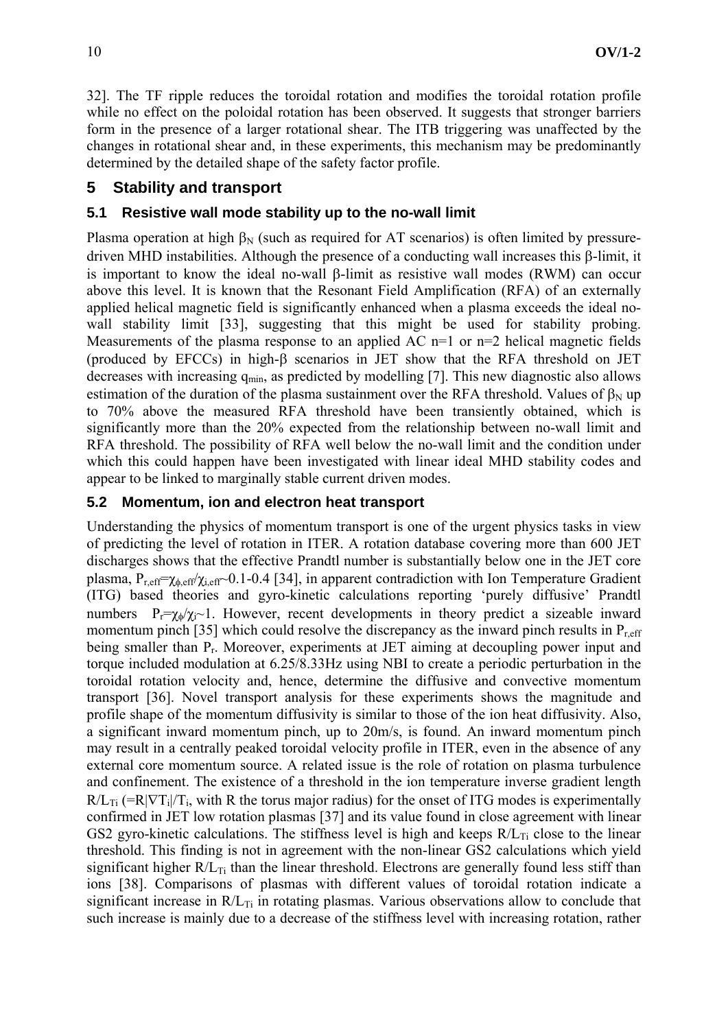32]. The TF ripple reduces the toroidal rotation and modifies the toroidal rotation profile while no effect on the poloidal rotation has been observed. It suggests that stronger barriers form in the presence of a larger rotational shear. The ITB triggering was unaffected by the changes in rotational shear and, in these experiments, this mechanism may be predominantly determined by the detailed shape of the safety factor profile.

## 5 Stability and transport

### 5.1 Resistive wall mode stability up to the no-wall limit

Plasma operation at high $\beta_N$ (such as required for AT scenarios) is often limited by pressure-driven MHD instabilities. Although the presence of a conducting wall increases this $\beta$-limit, it is important to know the ideal no-wall $\beta$-limit as resistive wall modes (RWM) can occur above this level. It is known that the Resonant Field Amplification (RFA) of an externally applied helical magnetic field is significantly enhanced when a plasma exceeds the ideal no-wall stability limit [33], suggesting that this might be used for stability probing. Measurements of the plasma response to an applied AC n=1 or n=2 helical magnetic fields (produced by EFCCs) in high-$\beta$ scenarios in JET show that the RFA threshold on JET decreases with increasing $q_{min}$, as predicted by modelling [7]. This new diagnostic also allows estimation of the duration of the plasma sustainment over the RFA threshold. Values of $\beta_N$ up to 70% above the measured RFA threshold have been transiently obtained, which is significantly more than the 20% expected from the relationship between no-wall limit and RFA threshold. The possibility of RFA well below the no-wall limit and the condition under which this could happen have been investigated with linear ideal MHD stability codes and appear to be linked to marginally stable current driven modes.

### 5.2 Momentum, ion and electron heat transport

Understanding the physics of momentum transport is one of the urgent physics tasks in view of predicting the level of rotation in ITER. A rotation database covering more than 600 JET discharges shows that the effective Prandtl number is substantially below one in the JET core plasma, $P_{r,eff}=\chi_{\phi,eff}/\chi_{i,eff}\sim0.1\text{-}0.4$ [34], in apparent contradiction with Ion Temperature Gradient (ITG) based theories and gyro-kinetic calculations reporting 'purely diffusive' Prandtl numbers $P_r=\chi_\phi/\chi_i\sim1$. However, recent developments in theory predict a sizeable inward momentum pinch [35] which could resolve the discrepancy as the inward pinch results in $P_{r,eff}$ being smaller than $P_r$. Moreover, experiments at JET aiming at decoupling power input and torque included modulation at 6.25/8.33Hz using NBI to create a periodic perturbation in the toroidal rotation velocity and, hence, determine the diffusive and convective momentum transport [36]. Novel transport analysis for these experiments shows the magnitude and profile shape of the momentum diffusivity is similar to those of the ion heat diffusivity. Also, a significant inward momentum pinch, up to 20m/s, is found. An inward momentum pinch may result in a centrally peaked toroidal velocity profile in ITER, even in the absence of any external core momentum source. A related issue is the role of rotation on plasma turbulence and confinement. The existence of a threshold in the ion temperature inverse gradient length $R/L_{Ti}$ ($=R|\nabla T_i|/T_i$, with R the torus major radius) for the onset of ITG modes is experimentally confirmed in JET low rotation plasmas [37] and its value found in close agreement with linear GS2 gyro-kinetic calculations. The stiffness level is high and keeps $R/L_{Ti}$ close to the linear threshold. This finding is not in agreement with the non-linear GS2 calculations which yield significant higher $R/L_{Ti}$ than the linear threshold. Electrons are generally found less stiff than ions [38]. Comparisons of plasmas with different values of toroidal rotation indicate a significant increase in $R/L_{Ti}$ in rotating plasmas. Various observations allow to conclude that such increase is mainly due to a decrease of the stiffness level with increasing rotation, rather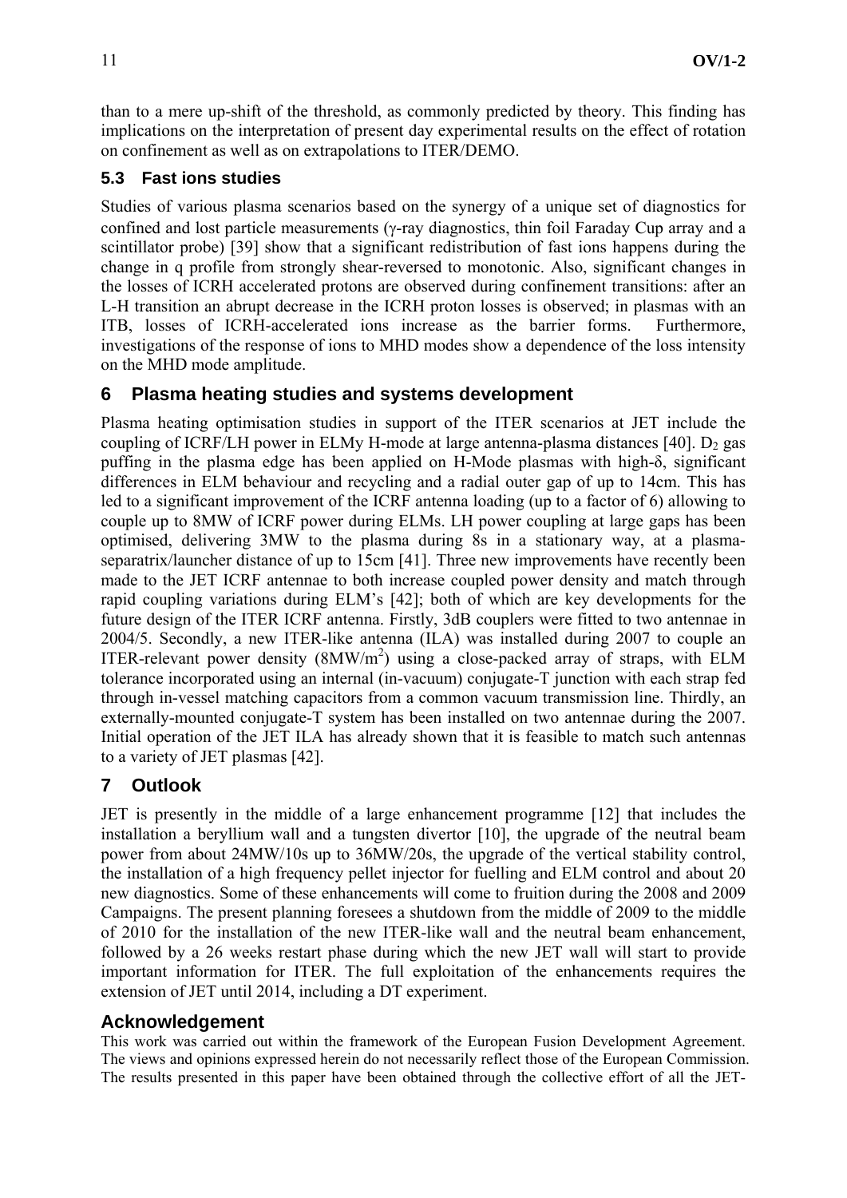than to a mere up-shift of the threshold, as commonly predicted by theory. This finding has implications on the interpretation of present day experimental results on the effect of rotation on confinement as well as on extrapolations to ITER/DEMO.

### 5.3 Fast ions studies

Studies of various plasma scenarios based on the synergy of a unique set of diagnostics for confined and lost particle measurements (γ-ray diagnostics, thin foil Faraday Cup array and a scintillator probe) [39] show that a significant redistribution of fast ions happens during the change in q profile from strongly shear-reversed to monotonic. Also, significant changes in the losses of ICRH accelerated protons are observed during confinement transitions: after an L-H transition an abrupt decrease in the ICRH proton losses is observed; in plasmas with an ITB, losses of ICRH-accelerated ions increase as the barrier forms. Furthermore, investigations of the response of ions to MHD modes show a dependence of the loss intensity on the MHD mode amplitude.

## 6 Plasma heating studies and systems development

Plasma heating optimisation studies in support of the ITER scenarios at JET include the coupling of ICRF/LH power in ELMy H-mode at large antenna-plasma distances [40]. $D_2$ gas puffing in the plasma edge has been applied on H-Mode plasmas with high-δ, significant differences in ELM behaviour and recycling and a radial outer gap of up to 14cm. This has led to a significant improvement of the ICRF antenna loading (up to a factor of 6) allowing to couple up to 8MW of ICRF power during ELMs. LH power coupling at large gaps has been optimised, delivering 3MW to the plasma during 8s in a stationary way, at a plasma-separatrix/launcher distance of up to 15cm [41]. Three new improvements have recently been made to the JET ICRF antennae to both increase coupled power density and match through rapid coupling variations during ELM's [42]; both of which are key developments for the future design of the ITER ICRF antenna. Firstly, 3dB couplers were fitted to two antennae in 2004/5. Secondly, a new ITER-like antenna (ILA) was installed during 2007 to couple an ITER-relevant power density ($8MW/m^2$) using a close-packed array of straps, with ELM tolerance incorporated using an internal (in-vacuum) conjugate-T junction with each strap fed through in-vessel matching capacitors from a common vacuum transmission line. Thirdly, an externally-mounted conjugate-T system has been installed on two antennae during the 2007. Initial operation of the JET ILA has already shown that it is feasible to match such antennas to a variety of JET plasmas [42].

## 7 Outlook

JET is presently in the middle of a large enhancement programme [12] that includes the installation a beryllium wall and a tungsten divertor [10], the upgrade of the neutral beam power from about 24MW/10s up to 36MW/20s, the upgrade of the vertical stability control, the installation of a high frequency pellet injector for fuelling and ELM control and about 20 new diagnostics. Some of these enhancements will come to fruition during the 2008 and 2009 Campaigns. The present planning foresees a shutdown from the middle of 2009 to the middle of 2010 for the installation of the new ITER-like wall and the neutral beam enhancement, followed by a 26 weeks restart phase during which the new JET wall will start to provide important information for ITER. The full exploitation of the enhancements requires the extension of JET until 2014, including a DT experiment.

## Acknowledgement

This work was carried out within the framework of the European Fusion Development Agreement. The views and opinions expressed herein do not necessarily reflect those of the European Commission. The results presented in this paper have been obtained through the collective effort of all the JET-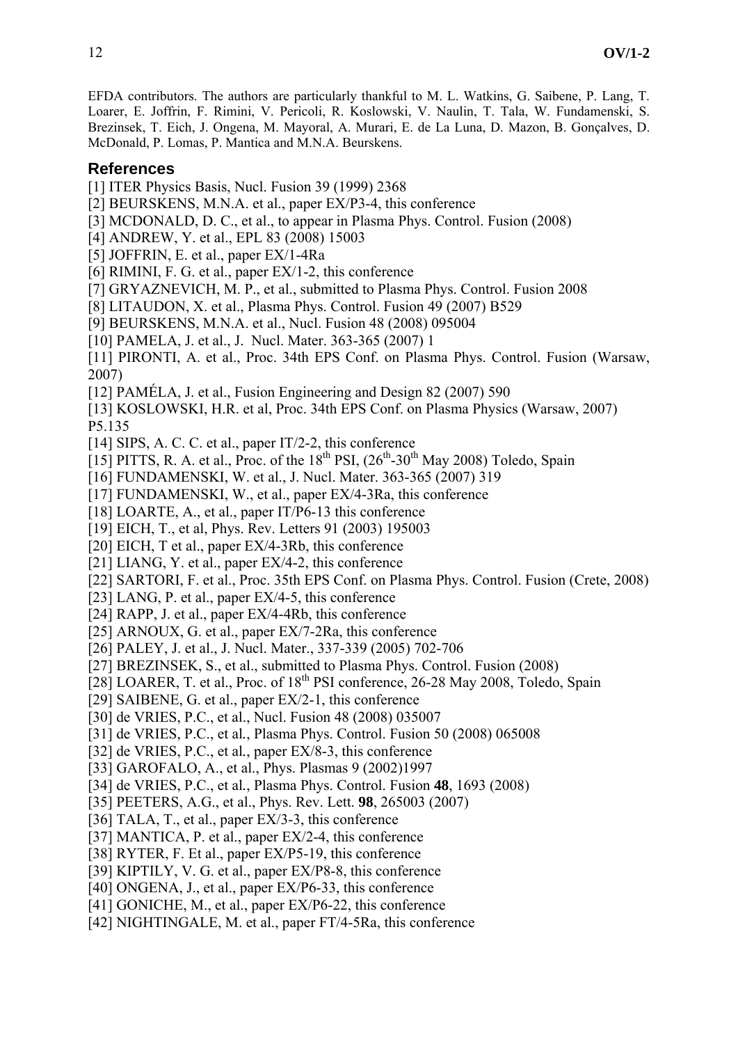EFDA contributors. The authors are particularly thankful to M. L. Watkins, G. Saibene, P. Lang, T. Loarer, E. Joffrin, F. Rimini, V. Pericoli, R. Koslowski, V. Naulin, T. Tala, W. Fundamenski, S. Brezinsek, T. Eich, J. Ongena, M. Mayoral, A. Murari, E. de La Luna, D. Mazon, B. Gonçalves, D. McDonald, P. Lomas, P. Mantica and M.N.A. Beurskens.

## References

[1] ITER Physics Basis, Nucl. Fusion 39 (1999) 2368
[2] BEURSKENS, M.N.A. et al., paper EX/P3-4, this conference
[3] MCDONALD, D. C., et al., to appear in Plasma Phys. Control. Fusion (2008)
[4] ANDREW, Y. et al., EPL 83 (2008) 15003
[5] JOFFRIN, E. et al., paper EX/1-4Ra
[6] RIMINI, F. G. et al., paper EX/1-2, this conference
[7] GRYAZNEVICH, M. P., et al., submitted to Plasma Phys. Control. Fusion 2008
[8] LITAUDON, X. et al., Plasma Phys. Control. Fusion 49 (2007) B529
[9] BEURSKENS, M.N.A. et al., Nucl. Fusion 48 (2008) 095004
[10] PAMELA, J. et al., J. Nucl. Mater. 363-365 (2007) 1
[11] PIRONTI, A. et al., Proc. 34th EPS Conf. on Plasma Phys. Control. Fusion (Warsaw, 2007)
[12] PAMÉLA, J. et al., Fusion Engineering and Design 82 (2007) 590
[13] KOSLOWSKI, H.R. et al, Proc. 34th EPS Conf. on Plasma Physics (Warsaw, 2007) P5.135
[14] SIPS, A. C. C. et al., paper IT/2-2, this conference
[15] PITTS, R. A. et al., Proc. of the 18th PSI, (26th-30th May 2008) Toledo, Spain
[16] FUNDAMENSKI, W. et al., J. Nucl. Mater. 363-365 (2007) 319
[17] FUNDAMENSKI, W., et al., paper EX/4-3Ra, this conference
[18] LOARTE, A., et al., paper IT/P6-13 this conference
[19] EICH, T., et al, Phys. Rev. Letters 91 (2003) 195003
[20] EICH, T et al., paper EX/4-3Rb, this conference
[21] LIANG, Y. et al., paper EX/4-2, this conference
[22] SARTORI, F. et al., Proc. 35th EPS Conf. on Plasma Phys. Control. Fusion (Crete, 2008)
[23] LANG, P. et al., paper EX/4-5, this conference
[24] RAPP, J. et al., paper EX/4-4Rb, this conference
[25] ARNOUX, G. et al., paper EX/7-2Ra, this conference
[26] PALEY, J. et al., J. Nucl. Mater., 337-339 (2005) 702-706
[27] BREZINSEK, S., et al., submitted to Plasma Phys. Control. Fusion (2008)
[28] LOARER, T. et al., Proc. of 18th PSI conference, 26-28 May 2008, Toledo, Spain
[29] SAIBENE, G. et al., paper EX/2-1, this conference
[30] de VRIES, P.C., et al., Nucl. Fusion 48 (2008) 035007
[31] de VRIES, P.C., et al., Plasma Phys. Control. Fusion 50 (2008) 065008
[32] de VRIES, P.C., et al., paper EX/8-3, this conference
[33] GAROFALO, A., et al., Phys. Plasmas 9 (2002)1997
[34] de VRIES, P.C., et al., Plasma Phys. Control. Fusion **48**, 1693 (2008)
[35] PEETERS, A.G., et al., Phys. Rev. Lett. **98**, 265003 (2007)
[36] TALA, T., et al., paper EX/3-3, this conference
[37] MANTICA, P. et al., paper EX/2-4, this conference
[38] RYTER, F. Et al., paper EX/P5-19, this conference
[39] KIPTILY, V. G. et al., paper EX/P8-8, this conference
[40] ONGENA, J., et al., paper EX/P6-33, this conference
[41] GONICHE, M., et al., paper EX/P6-22, this conference
[42] NIGHTINGALE, M. et al., paper FT/4-5Ra, this conference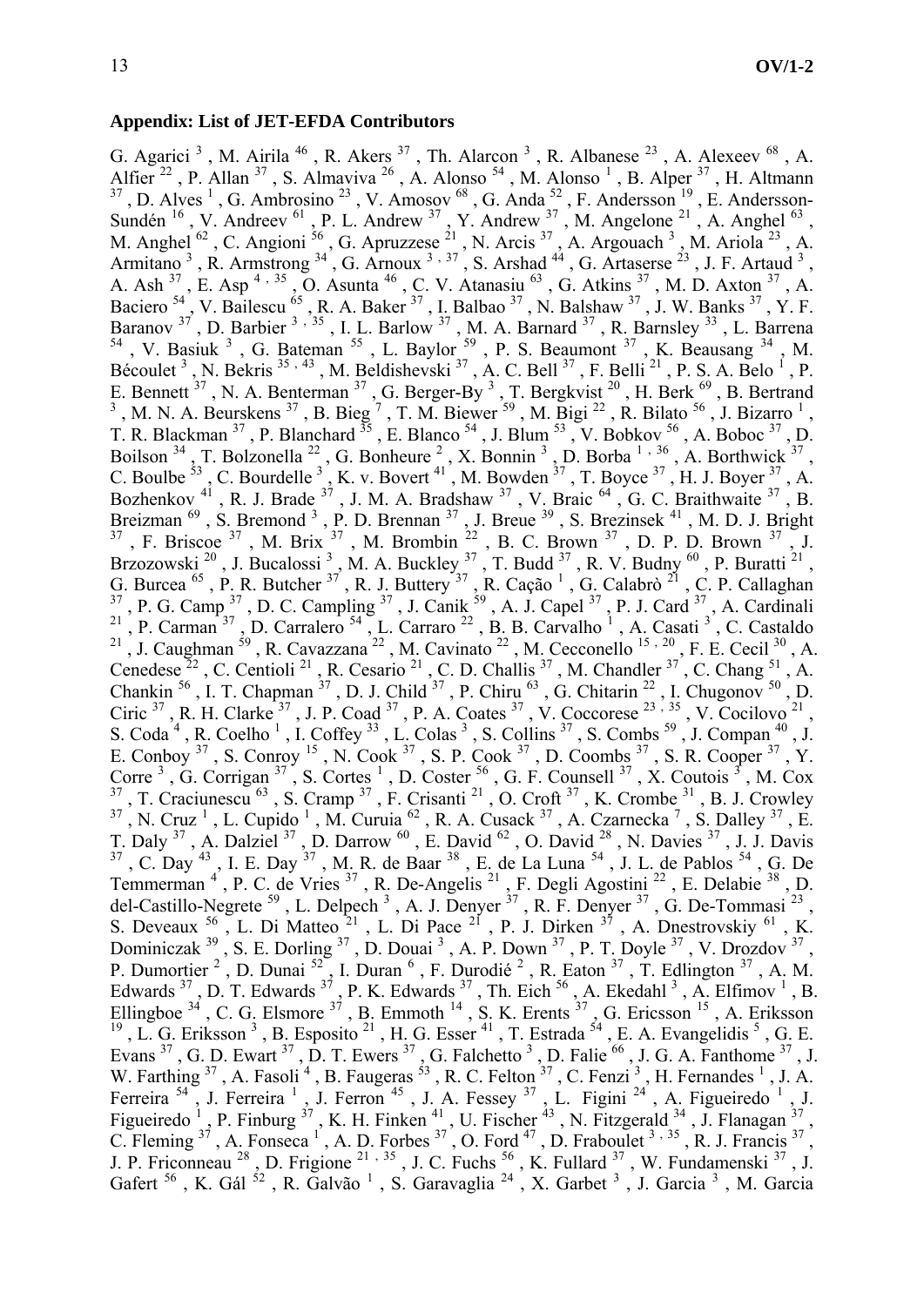### Appendix: List of JET-EFDA Contributors

G. Agarici [3] , M. Airila [46] , R. Akers [37] , Th. Alarcon [3] , R. Albanese [23] , A. Alexeev [68] , A. Alfier [22] , P. Allan [37] , S. Almaviva [26] , A. Alonso [54] , M. Alonso [1] , B. Alper [37] , H. Altmann [37] , D. Alves [1] , G. Ambrosino [23] , V. Amosov [68] , G. Anda [52] , F. Andersson [19] , E. Andersson-Sundén [16] , V. Andreev [61] , P. L. Andrew [37] , Y. Andrew [37] , M. Angelone [21] , A. Anghel [63] , M. Anghel [62] , C. Angioni [56] , G. Apruzzese [21] , N. Arcis [37] , A. Argouach [3] , M. Ariola [23] , A. Armitano [3] , R. Armstrong [34] , G. Arnoux [3,37] , S. Arshad [44] , G. Artaserse [23] , J. F. Artaud [3] , A. Ash [37] , E. Asp [4,35] , O. Asunta [46] , C. V. Atanasiu [63] , G. Atkins [37] , M. D. Axton [37] , A. Baciero [54] , V. Bailescu [65] , R. A. Baker [37] , I. Balbao [37] , N. Balshaw [37] , J. W. Banks [37] , Y. F. Baranov [37] , D. Barbier [3,35] , I. L. Barlow [37] , M. A. Barnard [37] , R. Barnsley [33] , L. Barrena [54] , V. Basiuk [3] , G. Bateman [55] , L. Baylor [59] , P. S. Beaumont [37] , K. Beausang [34] , M. Bécoulet [3] , N. Bekris [35,43] , M. Beldishevski [37] , A. C. Bell [37] , F. Belli [21] , P. S. A. Belo [1] , P. E. Bennett [37] , N. A. Benterman [37] , G. Berger-By [3] , T. Bergkvist [20] , H. Berk [69] , B. Bertrand [3] , M. N. A. Beurskens [37] , B. Bieg [7] , T. M. Biewer [59] , M. Bigi [22] , R. Bilato [56] , J. Bizarro [1] , T. R. Blackman [37] , P. Blanchard [35] , E. Blanco [54] , J. Blum [53] , V. Bobkov [56] , A. Boboc [37] , D. Boilson [34] , T. Bolzonella [22] , G. Bonheure [2] , X. Bonnin [3] , D. Borba [1,36] , A. Borthwick [37] , C. Boulbe [53] , C. Bourdelle [3] , K. v. Bovert [41] , M. Bowden [37] , T. Boyce [37] , H. J. Boyer [37] , A. Bozhenkov [41] , R. J. Brade [37] , J. M. A. Bradshaw [37] , V. Braic [64] , G. C. Braithwaite [37] , B. Breizman [69] , S. Bremond [3] , P. D. Brennan [37] , J. Breue [39] , S. Brezinsek [41] , M. D. J. Bright [37] , F. Briscoe [37] , M. Brix [37] , M. Brombin [22] , B. C. Brown [37] , D. P. D. Brown [37] , J. Brzozowski [20] , J. Bucalossi [3] , M. A. Buckley [37] , T. Budd [37] , R. V. Budny [60] , P. Buratti [21] , G. Burcea [65] , P. R. Butcher [37] , R. J. Buttery [37] , R. Cação [1] , G. Calabrò [21] , C. P. Callaghan [37] , P. G. Camp [37] , D. C. Campling [37] , J. Canik [59] , A. J. Capel [37] , P. J. Card [37] , A. Cardinali [21] , P. Carman [37] , D. Carralero [54] , L. Carraro [22] , B. B. Carvalho [1] , A. Casati [3] , C. Castaldo [21] , J. Caughman [59] , R. Cavazzana [22] , M. Cavinato [22] , M. Cecconello [15,20] , F. E. Cecil [30] , A. Cenedese [22] , C. Centioli [21] , R. Cesario [21] , C. D. Challis [37] , M. Chandler [37] , C. Chang [51] , A. Chankin [56] , I. T. Chapman [37] , D. J. Child [37] , P. Chiru [63] , G. Chitarin [22] , I. Chugonov [50] , D. Ciric [37] , R. H. Clarke [37] , J. P. Coad [37] , P. A. Coates [37] , V. Coccorese [23,35] , V. Cocilovo [21] , S. Coda [4] , R. Coelho [1] , I. Coffey [33] , L. Colas [3] , S. Collins [37] , S. Combs [59] , J. Compan [40] , J. E. Conboy [37] , S. Conroy [15] , N. Cook [37] , S. P. Cook [37] , D. Coombs [37] , S. R. Cooper [37] , Y. Corre [3] , G. Corrigan [37] , S. Cortes [1] , D. Coster [56] , G. F. Counsell [37] , X. Coutois [3] , M. Cox [37] , T. Craciunescu [63] , S. Cramp [37] , F. Crisanti [21] , O. Croft [37] , K. Crombe [31] , B. J. Crowley [37] , N. Cruz [1] , L. Cupido [1] , M. Curuia [62] , R. A. Cusack [37] , A. Czarnecka [7] , S. Dalley [37] , E. T. Daly [37] , A. Dalziel [37] , D. Darrow [60] , E. David [62] , O. David [28] , N. Davies [37] , J. J. Davis [37] , C. Day [43] , I. E. Day [37] , M. R. de Baar [38] , E. de La Luna [54] , J. L. de Pablos [54] , G. De Temmerman [4] , P. C. de Vries [37] , R. De-Angelis [21] , F. Degli Agostini [22] , E. Delabie [38] , D. del-Castillo-Negrete [59] , L. Delpech [3] , A. J. Denyer [37] , R. F. Denyer [37] , G. De-Tommasi [23] , S. Deveaux [56] , L. Di Matteo [21] , L. Di Pace [21] , P. J. Dirken [37] , A. Dnestrovskiy [61] , K. Dominiczak [39] , S. E. Dorling [37] , D. Douai [3] , A. P. Down [37] , P. T. Doyle [37] , V. Drozdov [37] , P. Dumortier [2] , D. Dunai [52] , I. Duran [6] , F. Durodié [2] , R. Eaton [37] , T. Edlington [37] , A. M. Edwards [37] , D. T. Edwards [37] , P. K. Edwards [37] , Th. Eich [56] , A. Ekedahl [3] , A. Elfimov [1] , B. Ellingboe [34] , C. G. Elsmore [37] , B. Emmoth [14] , S. K. Erents [37] , G. Ericsson [15] , A. Eriksson [19] , L. G. Eriksson [3] , B. Esposito [21] , H. G. Esser [41] , T. Estrada [54] , E. A. Evangelidis [5] , G. E. Evans [37] , G. D. Ewart [37] , D. T. Ewers [37] , G. Falchetto [3] , D. Falie [66] , J. G. A. Fanthome [37] , J. W. Farthing [37] , A. Fasoli [4] , B. Faugeras [53] , R. C. Felton [37] , C. Fenzi [3] , H. Fernandes [1] , J. A. Ferreira [54] , J. Ferreira [1] , J. Ferron [45] , J. A. Fessey [37] , L. Figini [24] , A. Figueiredo [1] , J. Figueiredo [1] , P. Finburg [37] , K. H. Finken [41] , U. Fischer [43] , N. Fitzgerald [34] , J. Flanagan [37] , C. Fleming [37] , A. Fonseca [1] , A. D. Forbes [37] , O. Ford [47] , D. Fraboulet [3,35] , R. J. Francis [37] , J. P. Friconneau [28] , D. Frigione [21,35] , J. C. Fuchs [56] , K. Fullard [37] , W. Fundamenski [37] , J. Gafert [56] , K. Gál [52] , R. Galvão [1] , S. Garavaglia [24] , X. Garbet [3] , J. Garcia [3] , M. Garcia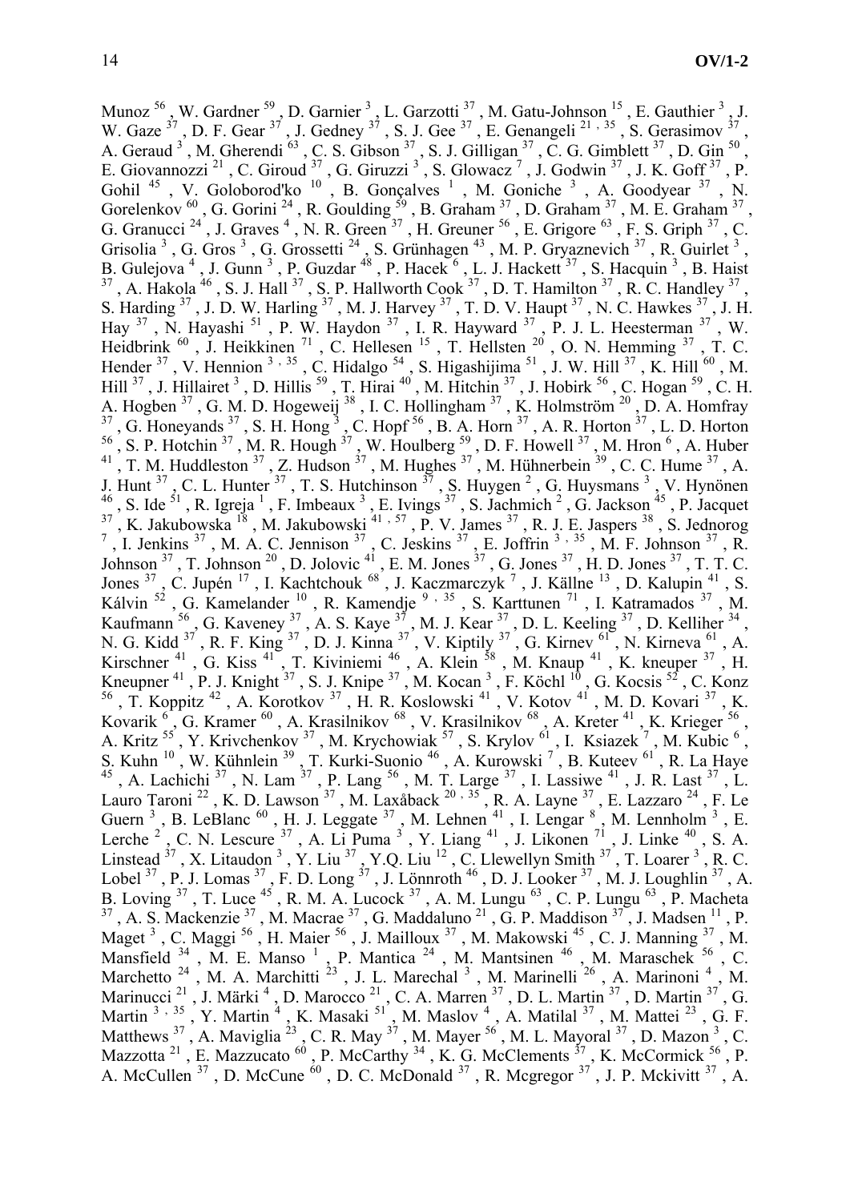Munoz [56], W. Gardner [59], D. Garnier [3], L. Garzotti [37], M. Gatu-Johnson [15], E. Gauthier [3], J. W. Gaze [37], D. F. Gear [37], J. Gedney [37], S. J. Gee [37], E. Genangeli [21, 35], S. Gerasimov [37], A. Geraud [3], M. Gherendi [63], C. S. Gibson [37], S. J. Gilligan [37], C. G. Gimblett [37], D. Gin [50], E. Giovannozzi [21], C. Giroud [37], G. Giruzzi [3], S. Glowacz [7], J. Godwin [37], J. K. Goff [37], P. Gohil [45], V. Goloborod'ko [10], B. Gonçalves [1], M. Goniche [3], A. Goodyear [37], N. Gorelenkov [60], G. Gorini [24], R. Goulding [59], B. Graham [37], D. Graham [37], M. E. Graham [37], G. Granucci [24], J. Graves [4], N. R. Green [37], H. Greuner [56], E. Grigore [63], F. S. Griph [37], C. Grisolia [3], G. Gros [3], G. Grossetti [24], S. Grünhagen [43], M. P. Gryaznevich [37], R. Guirlet [3], B. Gulejova [4], J. Gunn [3], P. Guzdar [48], P. Hacek [6], L. J. Hackett [37], S. Hacquin [3], B. Haist [37], A. Hakola [46], S. J. Hall [37], S. P. Hallworth Cook [37], D. T. Hamilton [37], R. C. Handley [37], S. Harding [37], J. D. W. Harling [37], M. J. Harvey [37], T. D. V. Haupt [37], N. C. Hawkes [37], J. H. Hay [37], N. Hayashi [51], P. W. Haydon [37], I. R. Hayward [37], P. J. L. Heesterman [37], W. Heidbrink [60], J. Heikkinen [71], C. Hellesen [15], T. Hellsten [20], O. N. Hemming [37], T. C. Hender [37], V. Hennion [3, 35], C. Hidalgo [54], S. Higashijima [51], J. W. Hill [37], K. Hill [60], M. Hill [37], J. Hillairet [3], D. Hillis [59], T. Hirai [40], M. Hitchin [37], J. Hobirk [56], C. Hogan [59], C. H. A. Hogben [37], G. M. D. Hogeweij [38], I. C. Hollingham [37], K. Holmström [20], D. A. Homfray [37], G. Honeyands [37], S. H. Hong [3], C. Hopf [56], B. A. Horn [37], A. R. Horton [37], L. D. Horton [56], S. P. Hotchin [37], M. R. Hough [37], W. Houlberg [59], D. F. Howell [37], M. Hron [6], A. Huber [41], T. M. Huddleston [37], Z. Hudson [37], M. Hughes [37], M. Hühnerbein [39], C. C. Hume [37], A. J. Hunt [37], C. L. Hunter [37], T. S. Hutchinson [37], S. Huygen [2], G. Huysmans [3], V. Hynönen [46], S. Ide [51], R. Igreja [1], F. Imbeaux [3], E. Ivings [37], S. Jachmich [2], G. Jackson [45], P. Jacquet [37], K. Jakubowska [18], M. Jakubowski [41, 57], P. V. James [37], R. J. E. Jaspers [38], S. Jednorog [7], I. Jenkins [37], M. A. C. Jennison [37], C. Jeskins [37], E. Joffrin [3, 35], M. F. Johnson [37], R. Johnson [37], T. Johnson [20], D. Jolovic [41], E. M. Jones [37], G. Jones [37], H. D. Jones [37], T. T. C. Jones [37], C. Jupén [17], I. Kachtchouk [68], J. Kaczmarczyk [7], J. Källne [13], D. Kalupin [41], S. Kálvin [52], G. Kamelander [10], R. Kamendje [9, 35], S. Karttunen [71], I. Katramados [37], M. Kaufmann [56], G. Kaveney [37], A. S. Kaye [37], M. J. Kear [37], D. L. Keeling [37], D. Kelliher [34], N. G. Kidd [37], R. F. King [37], D. J. Kinna [37], V. Kiptily [37], G. Kirnev [61], N. Kirneva [61], A. Kirschner [41], G. Kiss [41], T. Kiviniemi [46], A. Klein [58], M. Knaup [41], K. kneuper [37], H. Kneupner [41], P. J. Knight [37], S. J. Knipe [37], M. Kocan [3], F. Köchl [10], G. Kocsis [52], C. Konz [56], T. Koppitz [42], A. Korotkov [37], H. R. Koslowski [41], V. Kotov [41], M. D. Kovari [37], K. Kovarik [6], G. Kramer [60], A. Krasilnikov [68], V. Krasilnikov [68], A. Kreter [41], K. Krieger [56], A. Kritz [55], Y. Krivchenkov [37], M. Krychowiak [57], S. Krylov [61], I. Ksiazek [7], M. Kubic [6], S. Kuhn [10], W. Kühnlein [39], T. Kurki-Suonio [46], A. Kurowski [7], B. Kuteev [61], R. La Haye [45], A. Lachichi [37], N. Lam [37], P. Lang [56], M. T. Large [37], I. Lassiwe [41], J. R. Last [37], L. Lauro Taroni [22], K. D. Lawson [37], M. Laxåback [20, 35], R. A. Layne [37], E. Lazzaro [24], F. Le Guern [3], B. LeBlanc [60], H. J. Leggate [37], M. Lehnen [41], I. Lengar [8], M. Lennholm [3], E. Lerche [2], C. N. Lescure [37], A. Li Puma [3], Y. Liang [41], J. Likonen [71], J. Linke [40], S. A. Linstead [37], X. Litaudon [3], Y. Liu [37], Y.Q. Liu [12], C. Llewellyn Smith [37], T. Loarer [3], R. C. Lobel [37], P. J. Lomas [37], F. D. Long [37], J. Lönnroth [46], D. J. Looker [37], M. J. Loughlin [37], A. B. Loving [37], T. Luce [45], R. M. A. Lucock [37], A. M. Lungu [63], C. P. Lungu [63], P. Macheta [37], A. S. Mackenzie [37], M. Macrae [37], G. Maddaluno [21], G. P. Maddison [37], J. Madsen [11], P. Maget [3], C. Maggi [56], H. Maier [56], J. Mailloux [37], M. Makowski [45], C. J. Manning [37], M. Mansfield [34], M. E. Manso [1], P. Mantica [24], M. Mantsinen [46], M. Maraschek [56], C. Marchetto [24], M. A. Marchitti [23], J. L. Marechal [3], M. Marinelli [26], A. Marinoni [4], M. Marinucci [21], J. Märki [4], D. Marocco [21], C. A. Marren [37], D. L. Martin [37], D. Martin [37], G. Martin [3, 35], Y. Martin [4], K. Masaki [51], M. Maslov [4], A. Matilal [37], M. Mattei [23], G. F. Matthews [37], A. Maviglia [23], C. R. May [37], M. Mayer [56], M. L. Mayoral [37], D. Mazon [3], C. Mazzotta [21], E. Mazzucato [60], P. McCarthy [34], K. G. McClements [37], K. McCormick [56], P. A. McCullen [37], D. McCune [60], D. C. McDonald [37], R. Mcgregor [37], J. P. Mckivitt [37], A.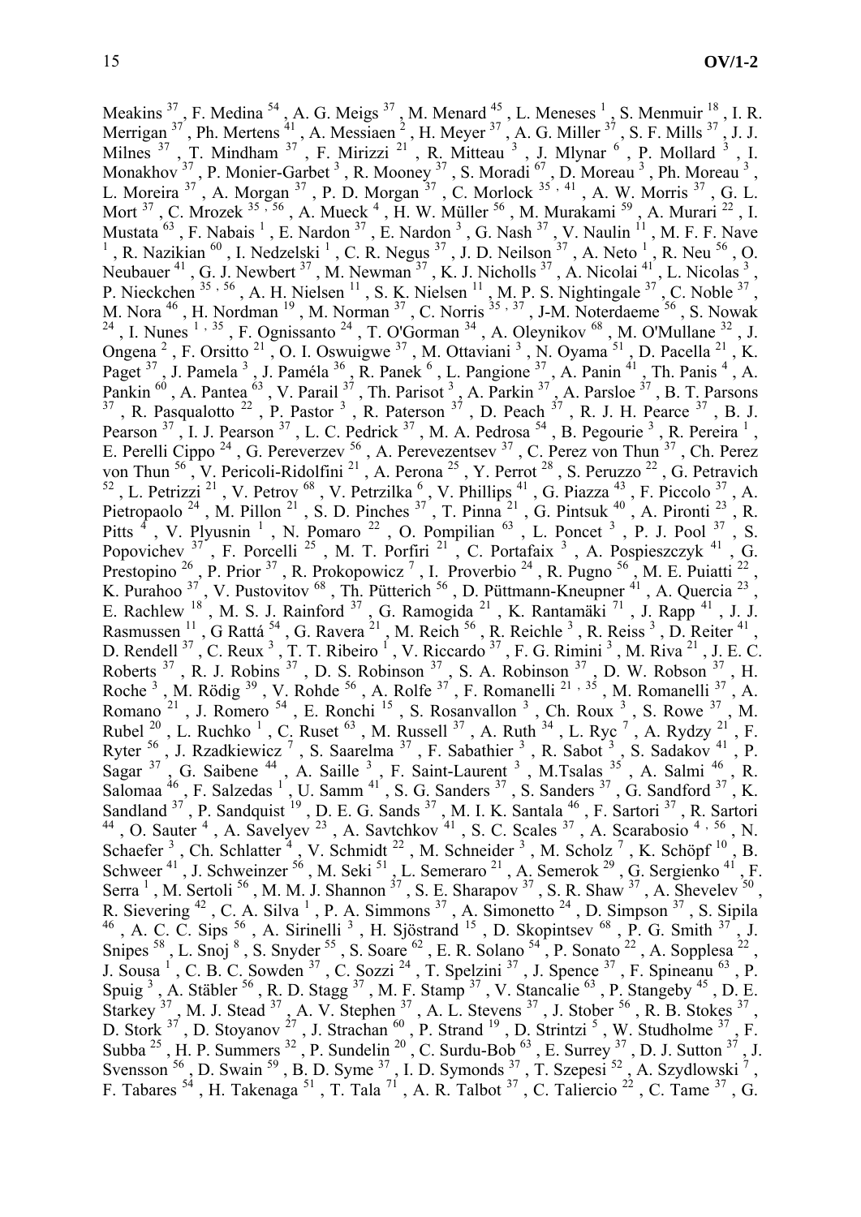Meakins [37], F. Medina [54], A. G. Meigs [37], M. Menard [45], L. Meneses [1], S. Menmuir [18], I. R. Merrigan [37], Ph. Mertens [41], A. Messiaen [2], H. Meyer [37], A. G. Miller [37], S. F. Mills [37], J. J. Milnes [37], T. Mindham [37], F. Mirizzi [21], R. Mitteau [3], J. Mlynar [6], P. Mollard [3], I. Monakhov [37], P. Monier-Garbet [3], R. Mooney [37], S. Moradi [67], D. Moreau [3], Ph. Moreau [3], L. Moreira [37], A. Morgan [37], P. D. Morgan [37], C. Morlock [35, 41], A. W. Morris [37], G. L. Mort [37], C. Mrozek [35, 56], A. Mueck [4], H. W. Müller [56], M. Murakami [59], A. Murari [22], I. Mustata [63], F. Nabais [1], E. Nardon [37], E. Nardon [3], G. Nash [37], V. Naulin [11], M. F. F. Nave [1], R. Nazikian [60], I. Nedzelski [1], C. R. Negus [37], J. D. Neilson [37], A. Neto [1], R. Neu [56], O. Neubauer [41], G. J. Newbert [37], M. Newman [37], K. J. Nicholls [37], A. Nicolai [41], L. Nicolas [3], P. Nieckchen [35, 56], A. H. Nielsen [11], S. K. Nielsen [11], M. P. S. Nightingale [37], C. Noble [37], M. Nora [46], H. Nordman [19], M. Norman [37], C. Norris [35, 37], J-M. Noterdaeme [56], S. Nowak [24], I. Nunes [1, 35], F. Ognissanto [24], T. O'Gorman [34], A. Oleynikov [68], M. O'Mullane [32], J. Ongena [2], F. Orsitto [21], O. I. Oswuigwe [37], M. Ottaviani [3], N. Oyama [51], D. Pacella [21], K. Paget [37], J. Pamela [3], J. Paméla [36], R. Panek [6], L. Pangione [37], A. Panin [41], Th. Panis [4], A. Pankin [60], A. Pantea [63], V. Parail [37], Th. Parisot [3], A. Parkin [37], A. Parsloe [37], B. T. Parsons [37], R. Pasqualotto [22], P. Pastor [3], R. Paterson [37], D. Peach [37], R. J. H. Pearce [37], B. J. Pearson [37], I. J. Pearson [37], L. C. Pedrick [37], M. A. Pedrosa [54], B. Pegourie [3], R. Pereira [1], E. Perelli Cippo [24], G. Pereverzev [56], A. Perevezentsev [37], C. Perez von Thun [37], Ch. Perez von Thun [56], V. Pericoli-Ridolfini [21], A. Perona [25], Y. Perrot [28], S. Peruzzo [22], G. Petravich [52], L. Petrizzi [21], V. Petrov [68], V. Petrzilka [6], V. Phillips [41], G. Piazza [43], F. Piccolo [37], A. Pietropaolo [24], M. Pillon [21], S. D. Pinches [37], T. Pinna [21], G. Pintsuk [40], A. Pironti [23], R. Pitts [4], V. Plyusnin [1], N. Pomaro [22], O. Pompilian [63], L. Poncet [3], P. J. Pool [37], S. Popovichev [37], F. Porcelli [25], M. T. Porfiri [21], C. Portafaix [3], A. Pospieszczyk [41], G. Prestopino [26], P. Prior [37], R. Prokopowicz [7], I. Proverbio [24], R. Pugno [56], M. E. Puiatti [22], K. Purahoo [37], V. Pustovitov [68], Th. Pütterich [56], D. Püttmann-Kneupner [41], A. Quercia [23], E. Rachlew [18], M. S. J. Rainford [37], G. Ramogida [21], K. Rantamäki [71], J. Rapp [41], J. J. Rasmussen [11], G Rattá [54], G. Ravera [21], M. Reich [56], R. Reichle [3], R. Reiss [3], D. Reiter [41], D. Rendell [37], C. Reux [3], T. T. Ribeiro [1], V. Riccardo [37], F. G. Rimini [3], M. Riva [21], J. E. C. Roberts [37], R. J. Robins [37], D. S. Robinson [37], S. A. Robinson [37], D. W. Robson [37], H. Roche [3], M. Rödig [39], V. Rohde [56], A. Rolfe [37], F. Romanelli [21, 35], M. Romanelli [37], A. Romano [21], J. Romero [54], E. Ronchi [15], S. Rosanvallon [3], Ch. Roux [3], S. Rowe [37], M. Rubel [20], L. Ruchko [1], C. Ruset [63], M. Russell [37], A. Ruth [34], L. Ryc [7], A. Rydzy [21], F. Ryter [56], J. Rzadkiewicz [7], S. Saarelma [37], F. Sabathier [3], R. Sabot [3], S. Sadakov [41], P. Sagar [37], G. Saibene [44], A. Saille [3], F. Saint-Laurent [3], M.Tsalas [35], A. Salmi [46], R. Salomaa [46], F. Salzedas [1], U. Samm [41], S. G. Sanders [37], S. Sanders [37], G. Sandford [37], K. Sandland [37], P. Sandquist [19], D. E. G. Sands [37], M. I. K. Santala [46], F. Sartori [37], R. Sartori [44], O. Sauter [4], A. Savelyev [23], A. Savtchkov [41], S. C. Scales [37], A. Scarabosio [4, 56], N. Schaefer [3], Ch. Schlatter [4], V. Schmidt [22], M. Schneider [3], M. Scholz [7], K. Schöpf [10], B. Schweer [41], J. Schweinzer [56], M. Seki [51], L. Semeraro [21], A. Semerok [29], G. Sergienko [41], F. Serra [1], M. Sertoli [56], M. M. J. Shannon [37], S. E. Sharapov [37], S. R. Shaw [37], A. Shevelev [50], R. Sievering [42], C. A. Silva [1], P. A. Simmons [37], A. Simonetto [24], D. Simpson [37], S. Sipila [46], A. C. C. Sips [56], A. Sirinelli [3], H. Sjöstrand [15], D. Skopintsev [68], P. G. Smith [37], J. Snipes [58], L. Snoj [8], S. Snyder [55], S. Soare [62], E. R. Solano [54], P. Sonato [22], A. Sopplesa [22], J. Sousa [1], C. B. C. Sowden [37], C. Sozzi [24], T. Spelzini [37], J. Spence [37], F. Spineanu [63], P. Spuig [3], A. Stäbler [56], R. D. Stagg [37], M. F. Stamp [37], V. Stancalie [63], P. Stangeby [45], D. E. Starkey [37], M. J. Stead [37], A. V. Stephen [37], A. L. Stevens [37], J. Stober [56], R. B. Stokes [37], D. Stork [37], D. Stoyanov [27], J. Strachan [60], P. Strand [19], D. Strintzi [5], W. Studholme [37], F. Subba [25], H. P. Summers [32], P. Sundelin [20], C. Surdu-Bob [63], E. Surrey [37], D. J. Sutton [37], J. Svensson [56], D. Swain [59], B. D. Syme [37], I. D. Symonds [37], T. Szepesi [52], A. Szydlowski [7], F. Tabares [54], H. Takenaga [51], T. Tala [71], A. R. Talbot [37], C. Taliercio [22], C. Tame [37], G.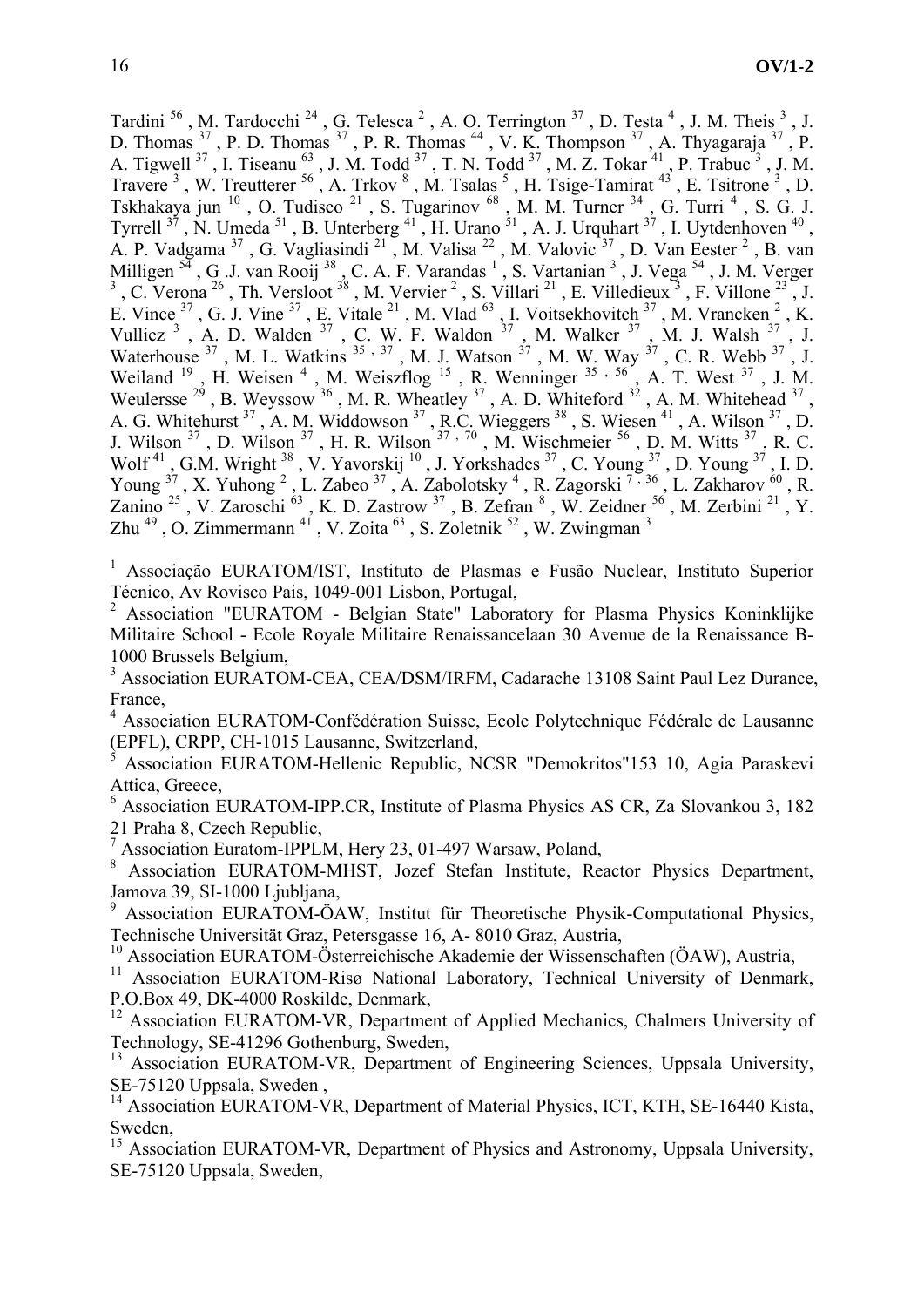Tardini [56], M. Tardocchi [24], G. Telesca [2], A. O. Terrington [37], D. Testa [4], J. M. Theis [3], J. D. Thomas [37], P. D. Thomas [37], P. R. Thomas [44], V. K. Thompson [37], A. Thyagaraja [37], P. A. Tigwell [37], I. Tiseanu [63], J. M. Todd [37], T. N. Todd [37], M. Z. Tokar [41], P. Trabuc [3], J. M. Travere [3], W. Treutterer [56], A. Trkov [8], M. Tsalas [5], H. Tsige-Tamirat [43], E. Tsitrone [3], D. Tskhakaya jun [10], O. Tudisco [21], S. Tugarinov [68], M. M. Turner [34], G. Turri [4], S. G. J. Tyrrell [37], N. Umeda [51], B. Unterberg [41], H. Urano [51], A. J. Urquhart [37], I. Uytdenhoven [40], A. P. Vadgama [37], G. Vagliasindi [21], M. Valisa [22], M. Valovic [37], D. Van Eester [2], B. van Milligen [54], G .J. van Rooij [38], C. A. F. Varandas [1], S. Vartanian [3], J. Vega [54], J. M. Verger [3], C. Verona [26], Th. Versloot [38], M. Vervier [2], S. Villari [21], E. Villedieux [3], F. Villone [23], J. E. Vince [37], G. J. Vine [37], E. Vitale [21], M. Vlad [63], I. Voitsekhovitch [37], M. Vrancken [2], K. Vulliez [3], A. D. Walden [37], C. W. F. Waldon [37], M. Walker [37], M. J. Walsh [37], J. Waterhouse [37], M. L. Watkins [35, 37], M. J. Watson [37], M. W. Way [37], C. R. Webb [37], J. Weiland [19], H. Weisen [4], M. Weiszflog [15], R. Wenninger [35, 56], A. T. West [37], J. M. Weulersse [29], B. Weyssow [36], M. R. Wheatley [37], A. D. Whiteford [32], A. M. Whitehead [37], A. G. Whitehurst [37], A. M. Widdowson [37], R.C. Wieggers [38], S. Wiesen [41], A. Wilson [37], D. J. Wilson [37], D. Wilson [37], H. R. Wilson [37, 70], M. Wischmeier [56], D. M. Witts [37], R. C. Wolf [41], G.M. Wright [38], V. Yavorskij [10], J. Yorkshades [37], C. Young [37], D. Young [37], I. D. Young [37], X. Yuhong [2], L. Zabeo [37], A. Zabolotsky [4], R. Zagorski [7, 36], L. Zakharov [60], R. Zanino [25], V. Zaroschi [63], K. D. Zastrow [37], B. Zefran [8], W. Zeidner [56], M. Zerbini [21], Y. Zhu [49], O. Zimmermann [41], V. Zoita [63], S. Zoletnik [52], W. Zwingman [3]

[1] Associação EURATOM/IST, Instituto de Plasmas e Fusão Nuclear, Instituto Superior Técnico, Av Rovisco Pais, 1049-001 Lisbon, Portugal,

[2] Association "EURATOM - Belgian State" Laboratory for Plasma Physics Koninklijke Militaire School - Ecole Royale Militaire Renaissancelaan 30 Avenue de la Renaissance B-1000 Brussels Belgium,

[3] Association EURATOM-CEA, CEA/DSM/IRFM, Cadarache 13108 Saint Paul Lez Durance, France,

[4] Association EURATOM-Confédération Suisse, Ecole Polytechnique Fédérale de Lausanne (EPFL), CRPP, CH-1015 Lausanne, Switzerland,

[5] Association EURATOM-Hellenic Republic, NCSR "Demokritos"153 10, Agia Paraskevi Attica, Greece,

[6] Association EURATOM-IPP.CR, Institute of Plasma Physics AS CR, Za Slovankou 3, 182 21 Praha 8, Czech Republic,

[7] Association Euratom-IPPLM, Hery 23, 01-497 Warsaw, Poland,

[8] Association EURATOM-MHST, Jozef Stefan Institute, Reactor Physics Department, Jamova 39, SI-1000 Ljubljana,

[9] Association EURATOM-ÖAW, Institut für Theoretische Physik-Computational Physics, Technische Universität Graz, Petersgasse 16, A- 8010 Graz, Austria,

[10] Association EURATOM-Österreichische Akademie der Wissenschaften (ÖAW), Austria,

[11] Association EURATOM-Risø National Laboratory, Technical University of Denmark, P.O.Box 49, DK-4000 Roskilde, Denmark,

[12] Association EURATOM-VR, Department of Applied Mechanics, Chalmers University of Technology, SE-41296 Gothenburg, Sweden,

[13] Association EURATOM-VR, Department of Engineering Sciences, Uppsala University, SE-75120 Uppsala, Sweden ,

[14] Association EURATOM-VR, Department of Material Physics, ICT, KTH, SE-16440 Kista, Sweden,

[15] Association EURATOM-VR, Department of Physics and Astronomy, Uppsala University, SE-75120 Uppsala, Sweden,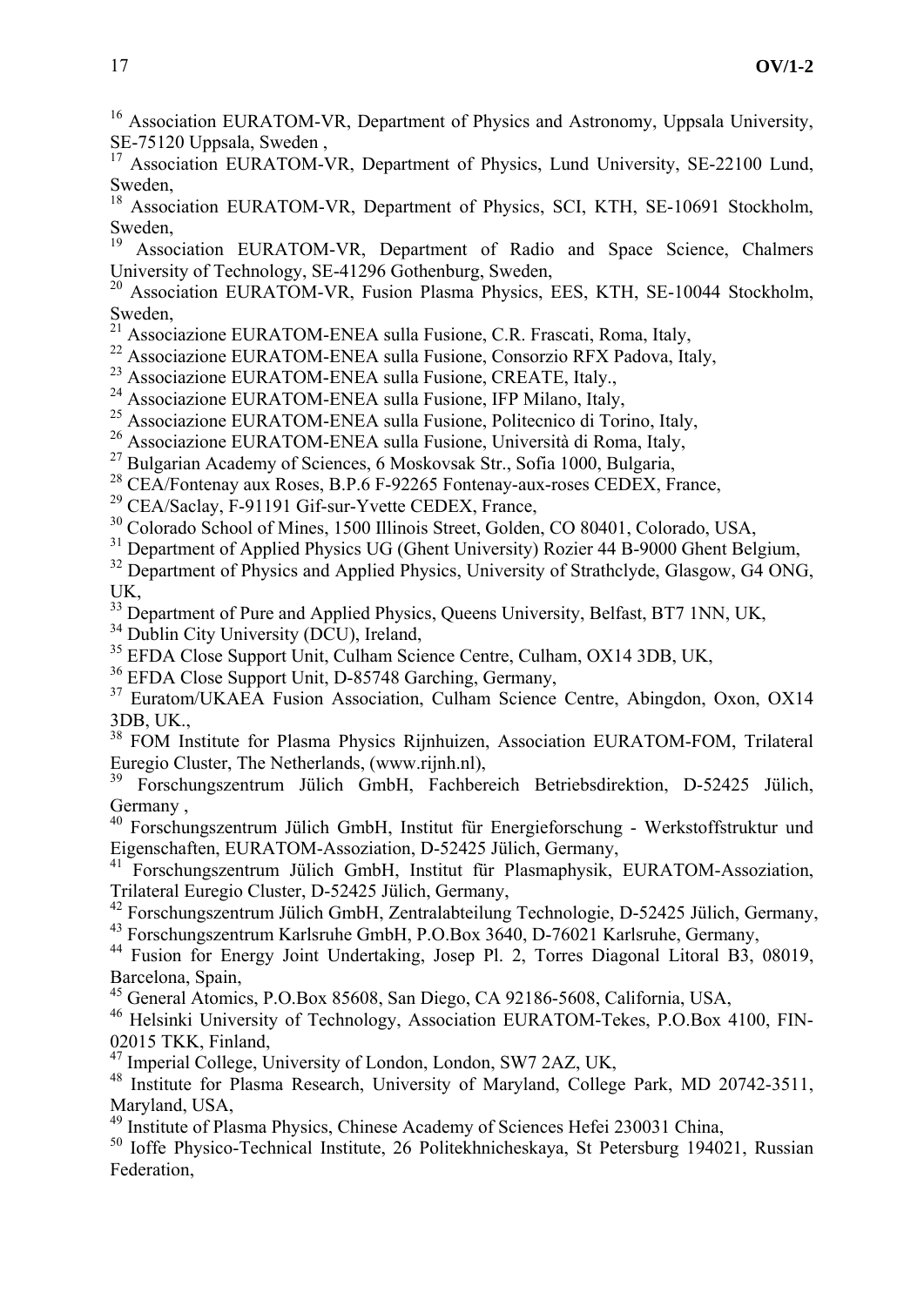[16] Association EURATOM-VR, Department of Physics and Astronomy, Uppsala University, SE-75120 Uppsala, Sweden ,
[17] Association EURATOM-VR, Department of Physics, Lund University, SE-22100 Lund, Sweden,
[18] Association EURATOM-VR, Department of Physics, SCI, KTH, SE-10691 Stockholm, Sweden,
[19] Association EURATOM-VR, Department of Radio and Space Science, Chalmers University of Technology, SE-41296 Gothenburg, Sweden,
[20] Association EURATOM-VR, Fusion Plasma Physics, EES, KTH, SE-10044 Stockholm, Sweden,
[21] Associazione EURATOM-ENEA sulla Fusione, C.R. Frascati, Roma, Italy,
[22] Associazione EURATOM-ENEA sulla Fusione, Consorzio RFX Padova, Italy,
[23] Associazione EURATOM-ENEA sulla Fusione, CREATE, Italy.,
[24] Associazione EURATOM-ENEA sulla Fusione, IFP Milano, Italy,
[25] Associazione EURATOM-ENEA sulla Fusione, Politecnico di Torino, Italy,
[26] Associazione EURATOM-ENEA sulla Fusione, Università di Roma, Italy,
[27] Bulgarian Academy of Sciences, 6 Moskovsak Str., Sofia 1000, Bulgaria,
[28] CEA/Fontenay aux Roses, B.P.6 F-92265 Fontenay-aux-roses CEDEX, France,
[29] CEA/Saclay, F-91191 Gif-sur-Yvette CEDEX, France,
[30] Colorado School of Mines, 1500 Illinois Street, Golden, CO 80401, Colorado, USA,
[31] Department of Applied Physics UG (Ghent University) Rozier 44 B-9000 Ghent Belgium,
[32] Department of Physics and Applied Physics, University of Strathclyde, Glasgow, G4 ONG, UK,
[33] Department of Pure and Applied Physics, Queens University, Belfast, BT7 1NN, UK,
[34] Dublin City University (DCU), Ireland,
[35] EFDA Close Support Unit, Culham Science Centre, Culham, OX14 3DB, UK,
[36] EFDA Close Support Unit, D-85748 Garching, Germany,
[37] Euratom/UKAEA Fusion Association, Culham Science Centre, Abingdon, Oxon, OX14 3DB, UK.,
[38] FOM Institute for Plasma Physics Rijnhuizen, Association EURATOM-FOM, Trilateral Euregio Cluster, The Netherlands, (www.rijnh.nl),
[39] Forschungszentrum Jülich GmbH, Fachbereich Betriebsdirektion, D-52425 Jülich, Germany ,
[40] Forschungszentrum Jülich GmbH, Institut für Energieforschung - Werkstoffstruktur und Eigenschaften, EURATOM-Assoziation, D-52425 Jülich, Germany,
[41] Forschungszentrum Jülich GmbH, Institut für Plasmaphysik, EURATOM-Assoziation, Trilateral Euregio Cluster, D-52425 Jülich, Germany,
[42] Forschungszentrum Jülich GmbH, Zentralabteilung Technologie, D-52425 Jülich, Germany,
[43] Forschungszentrum Karlsruhe GmbH, P.O.Box 3640, D-76021 Karlsruhe, Germany,
[44] Fusion for Energy Joint Undertaking, Josep Pl. 2, Torres Diagonal Litoral B3, 08019, Barcelona, Spain,
[45] General Atomics, P.O.Box 85608, San Diego, CA 92186-5608, California, USA,
[46] Helsinki University of Technology, Association EURATOM-Tekes, P.O.Box 4100, FIN-02015 TKK, Finland,
[47] Imperial College, University of London, London, SW7 2AZ, UK,
[48] Institute for Plasma Research, University of Maryland, College Park, MD 20742-3511, Maryland, USA,
[49] Institute of Plasma Physics, Chinese Academy of Sciences Hefei 230031 China,
[50] Ioffe Physico-Technical Institute, 26 Politekhnicheskaya, St Petersburg 194021, Russian Federation,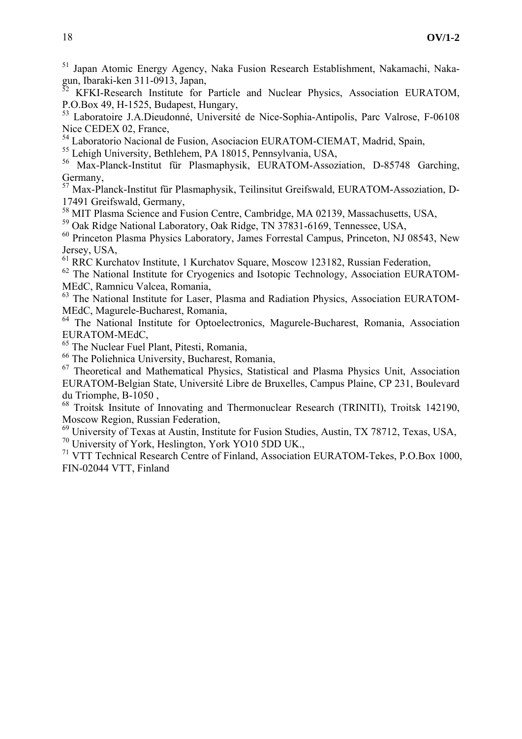[51] Japan Atomic Energy Agency, Naka Fusion Research Establishment, Nakamachi, Naka-gun, Ibaraki-ken 311-0913, Japan,
[52] KFKI-Research Institute for Particle and Nuclear Physics, Association EURATOM, P.O.Box 49, H-1525, Budapest, Hungary,
[53] Laboratoire J.A.Dieudonné, Université de Nice-Sophia-Antipolis, Parc Valrose, F-06108 Nice CEDEX 02, France,
[54] Laboratorio Nacional de Fusion, Asociacion EURATOM-CIEMAT, Madrid, Spain,
[55] Lehigh University, Bethlehem, PA 18015, Pennsylvania, USA,
[56] Max-Planck-Institut für Plasmaphysik, EURATOM-Assoziation, D-85748 Garching, Germany,
[57] Max-Planck-Institut für Plasmaphysik, Teilinsitut Greifswald, EURATOM-Assoziation, D-17491 Greifswald, Germany,
[58] MIT Plasma Science and Fusion Centre, Cambridge, MA 02139, Massachusetts, USA,
[59] Oak Ridge National Laboratory, Oak Ridge, TN 37831-6169, Tennessee, USA,
[60] Princeton Plasma Physics Laboratory, James Forrestal Campus, Princeton, NJ 08543, New Jersey, USA,
[61] RRC Kurchatov Institute, 1 Kurchatov Square, Moscow 123182, Russian Federation,
[62] The National Institute for Cryogenics and Isotopic Technology, Association EURATOM-MEdC, Ramnicu Valcea, Romania,
[63] The National Institute for Laser, Plasma and Radiation Physics, Association EURATOM-MEdC, Magurele-Bucharest, Romania,
[64] The National Institute for Optoelectronics, Magurele-Bucharest, Romania, Association EURATOM-MEdC,
[65] The Nuclear Fuel Plant, Pitesti, Romania,
[66] The Poliehnica University, Bucharest, Romania,
[67] Theoretical and Mathematical Physics, Statistical and Plasma Physics Unit, Association EURATOM-Belgian State, Université Libre de Bruxelles, Campus Plaine, CP 231, Boulevard du Triomphe, B-1050 ,
[68] Troitsk Insitute of Innovating and Thermonuclear Research (TRINITI), Troitsk 142190, Moscow Region, Russian Federation,
[69] University of Texas at Austin, Institute for Fusion Studies, Austin, TX 78712, Texas, USA,
[70] University of York, Heslington, York YO10 5DD UK.,
[71] VTT Technical Research Centre of Finland, Association EURATOM-Tekes, P.O.Box 1000, FIN-02044 VTT, Finland